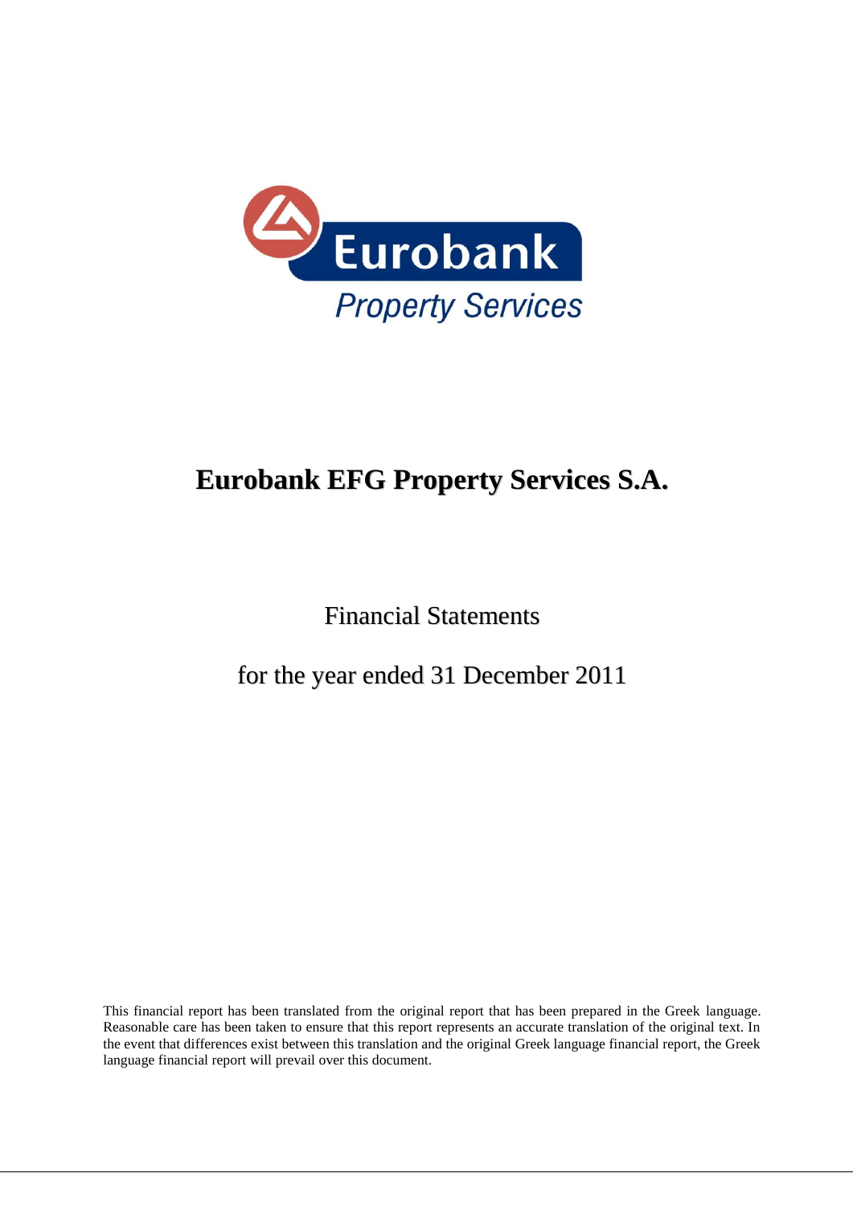Eurobank

Property Services

# Eurobank EFG Property Services S.A.

Financial Statements

for the year ended 31 December 2011

This financial report has been translated from the original report that has been prepared in the Greek language. Reasonable care has been taken to ensure that this report represents an accurate translation of the original text. In the event that differences exist between this translation and the original Greek language financial report, the Greek language financial report will prevail over this document.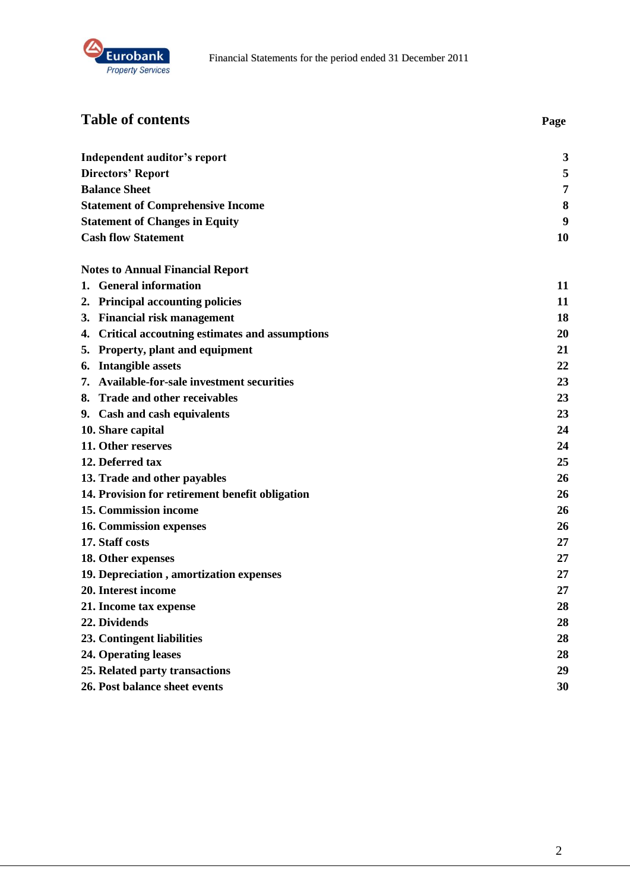# Table of contents

| | Page |
|---|---|
| **Independent auditor's report** | **3** |
| **Directors' Report** | **5** |
| **Balance Sheet** | **7** |
| **Statement of Comprehensive Income** | **8** |
| **Statement of Changes in Equity** | **9** |
| **Cash flow Statement** | **10** |
| | |
| **Notes to Annual Financial Report** | |
| **1. General information** | **11** |
| **2. Principal accounting policies** | **11** |
| **3. Financial risk management** | **18** |
| **4. Critical accoutning estimates and assumptions** | **20** |
| **5. Property, plant and equipment** | **21** |
| **6. Intangible assets** | **22** |
| **7. Available-for-sale investment securities** | **23** |
| **8. Trade and other receivables** | **23** |
| **9. Cash and cash equivalents** | **23** |
| **10. Share capital** | **24** |
| **11. Other reserves** | **24** |
| **12. Deferred tax** | **25** |
| **13. Trade and other payables** | **26** |
| **14. Provision for retirement benefit obligation** | **26** |
| **15. Commission income** | **26** |
| **16. Commission expenses** | **26** |
| **17. Staff costs** | **27** |
| **18. Other expenses** | **27** |
| **19. Depreciation , amortization expenses** | **27** |
| **20. Interest income** | **27** |
| **21. Income tax expense** | **28** |
| **22. Dividends** | **28** |
| **23. Contingent liabilities** | **28** |
| **24. Operating leases** | **28** |
| **25. Related party transactions** | **29** |
| **26. Post balance sheet events** | **30** |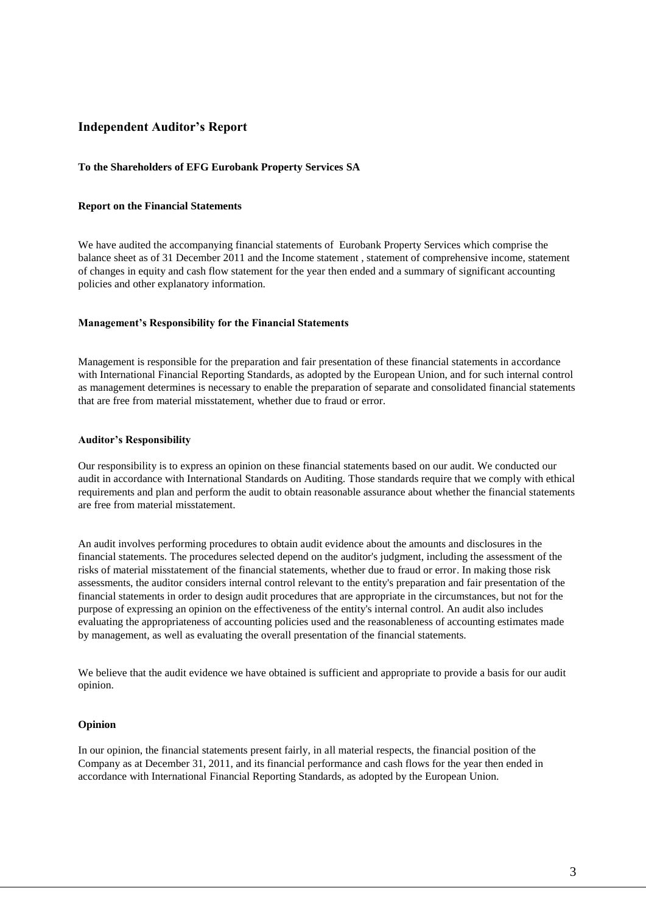# Independent Auditor's Report

**To the Shareholders of EFG Eurobank Property Services SA**

**Report on the Financial Statements**

We have audited the accompanying financial statements of Eurobank Property Services which comprise the balance sheet as of 31 December 2011 and the Income statement , statement of comprehensive income, statement of changes in equity and cash flow statement for the year then ended and a summary of significant accounting policies and other explanatory information.

**Management's Responsibility for the Financial Statements**

Management is responsible for the preparation and fair presentation of these financial statements in accordance with International Financial Reporting Standards, as adopted by the European Union, and for such internal control as management determines is necessary to enable the preparation of separate and consolidated financial statements that are free from material misstatement, whether due to fraud or error.

**Auditor's Responsibility**

Our responsibility is to express an opinion on these financial statements based on our audit. We conducted our audit in accordance with International Standards on Auditing. Those standards require that we comply with ethical requirements and plan and perform the audit to obtain reasonable assurance about whether the financial statements are free from material misstatement.

An audit involves performing procedures to obtain audit evidence about the amounts and disclosures in the financial statements. The procedures selected depend on the auditor's judgment, including the assessment of the risks of material misstatement of the financial statements, whether due to fraud or error. In making those risk assessments, the auditor considers internal control relevant to the entity's preparation and fair presentation of the financial statements in order to design audit procedures that are appropriate in the circumstances, but not for the purpose of expressing an opinion on the effectiveness of the entity's internal control. An audit also includes evaluating the appropriateness of accounting policies used and the reasonableness of accounting estimates made by management, as well as evaluating the overall presentation of the financial statements.

We believe that the audit evidence we have obtained is sufficient and appropriate to provide a basis for our audit opinion.

**Opinion**

In our opinion, the financial statements present fairly, in all material respects, the financial position of the Company as at December 31, 2011, and its financial performance and cash flows for the year then ended in accordance with International Financial Reporting Standards, as adopted by the European Union.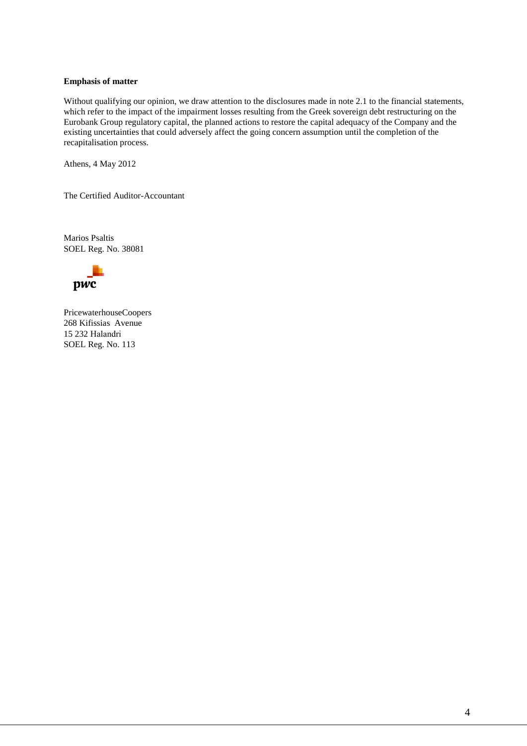**Emphasis of matter**

Without qualifying our opinion, we draw attention to the disclosures made in note 2.1 to the financial statements, which refer to the impact of the impairment losses resulting from the Greek sovereign debt restructuring on the Eurobank Group regulatory capital, the planned actions to restore the capital adequacy of the Company and the existing uncertainties that could adversely affect the going concern assumption until the completion of the recapitalisation process.

Athens, 4 May 2012

The Certified Auditor-Accountant

Marios Psaltis
SOEL Reg. No. 38081

pwc

PricewaterhouseCoopers
268 Kifissias Avenue
15 232 Halandri
SOEL Reg. No. 113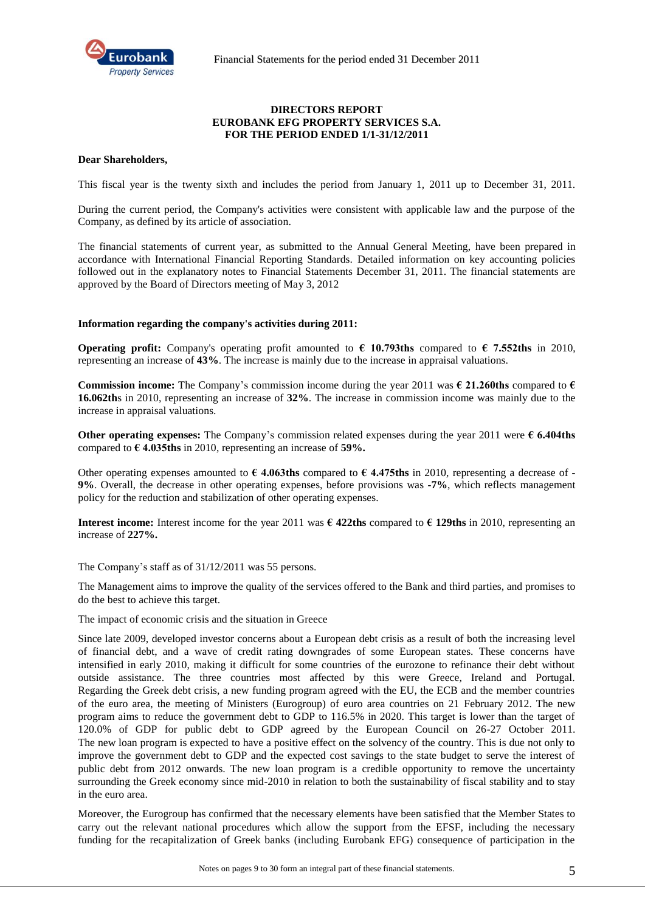**DIRECTORS REPORT**
**EUROBANK EFG PROPERTY SERVICES S.A.**
**FOR THE PERIOD ENDED 1/1-31/12/2011**

**Dear Shareholders,**

This fiscal year is the twenty sixth and includes the period from January 1, 2011 up to December 31, 2011.

During the current period, the Company's activities were consistent with applicable law and the purpose of the Company, as defined by its article of association.

The financial statements of current year, as submitted to the Annual General Meeting, have been prepared in accordance with International Financial Reporting Standards. Detailed information on key accounting policies followed out in the explanatory notes to Financial Statements December 31, 2011. The financial statements are approved by the Board of Directors meeting of May 3, 2012

**Information regarding the company's activities during 2011:**

**Operating profit:** Company's operating profit amounted to **€ 10.793ths** compared to **€ 7.552ths** in 2010, representing an increase of **43%**. The increase is mainly due to the increase in appraisal valuations.

**Commission income:** The Company's commission income during the year 2011 was **€ 21.260ths** compared to **€ 16.062th**s in 2010, representing an increase of **32%**. The increase in commission income was mainly due to the increase in appraisal valuations.

**Other operating expenses:** The Company's commission related expenses during the year 2011 were **€ 6.404ths** compared to **€ 4.035ths** in 2010, representing an increase of **59%.**

Other operating expenses amounted to **€ 4.063ths** compared to **€ 4.475ths** in 2010, representing a decrease of **-9%**. Overall, the decrease in other operating expenses, before provisions was **-7%**, which reflects management policy for the reduction and stabilization of other operating expenses.

**Interest income:** Interest income for the year 2011 was **€ 422ths** compared to **€ 129ths** in 2010, representing an increase of **227%.**

The Company's staff as of 31/12/2011 was 55 persons.

The Management aims to improve the quality of the services offered to the Bank and third parties, and promises to do the best to achieve this target.

The impact of economic crisis and the situation in Greece

Since late 2009, developed investor concerns about a European debt crisis as a result of both the increasing level of financial debt, and a wave of credit rating downgrades of some European states. These concerns have intensified in early 2010, making it difficult for some countries of the eurozone to refinance their debt without outside assistance. The three countries most affected by this were Greece, Ireland and Portugal. Regarding the Greek debt crisis, a new funding program agreed with the EU, the ECB and the member countries of the euro area, the meeting of Ministers (Eurogroup) of euro area countries on 21 February 2012. The new program aims to reduce the government debt to GDP to 116.5% in 2020. This target is lower than the target of 120.0% of GDP for public debt to GDP agreed by the European Council on 26-27 October 2011. The new loan program is expected to have a positive effect on the solvency of the country. This is due not only to improve the government debt to GDP and the expected cost savings to the state budget to serve the interest of public debt from 2012 onwards. The new loan program is a credible opportunity to remove the uncertainty surrounding the Greek economy since mid-2010 in relation to both the sustainability of fiscal stability and to stay in the euro area.

Moreover, the Eurogroup has confirmed that the necessary elements have been satisfied that the Member States to carry out the relevant national procedures which allow the support from the EFSF, including the necessary funding for the recapitalization of Greek banks (including Eurobank EFG) consequence of participation in the

Notes on pages 9 to 30 form an integral part of these financial statements.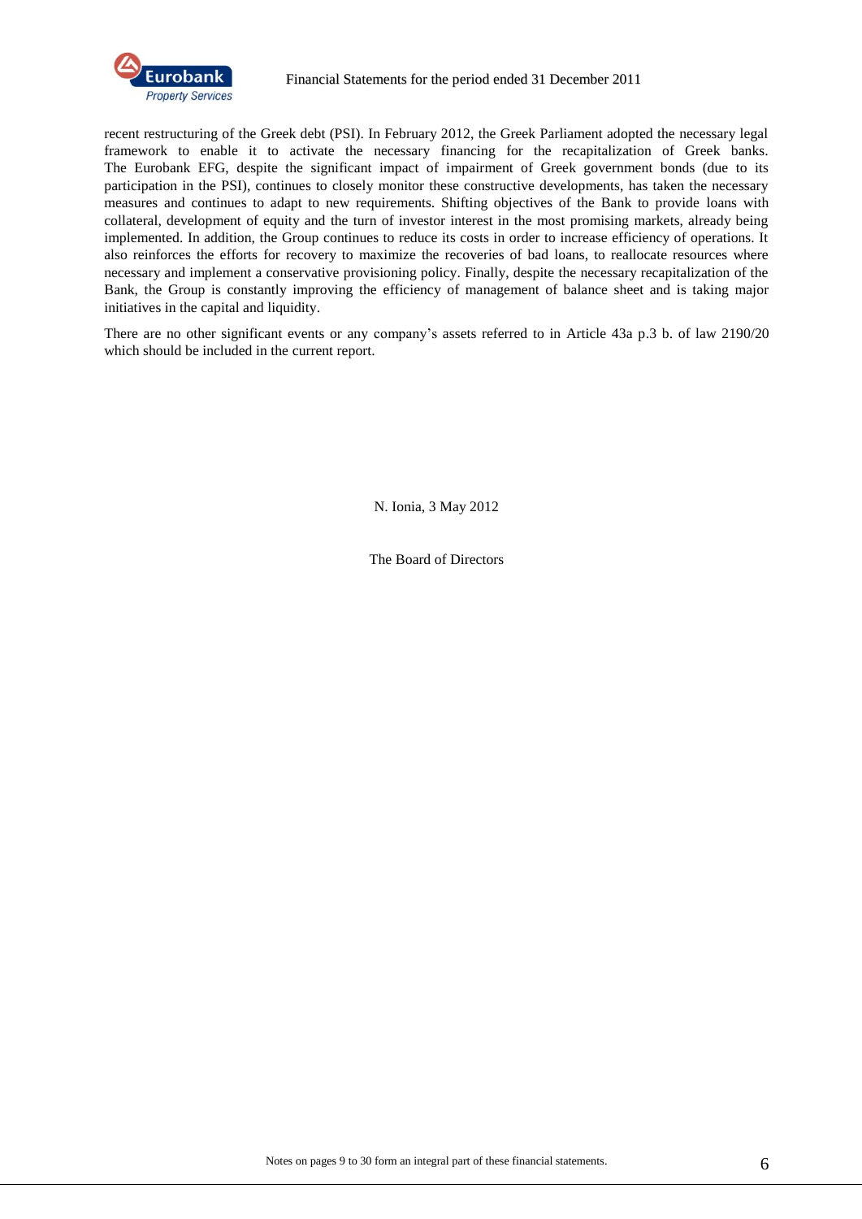recent restructuring of the Greek debt (PSI). In February 2012, the Greek Parliament adopted the necessary legal framework to enable it to activate the necessary financing for the recapitalization of Greek banks. The Eurobank EFG, despite the significant impact of impairment of Greek government bonds (due to its participation in the PSI), continues to closely monitor these constructive developments, has taken the necessary measures and continues to adapt to new requirements. Shifting objectives of the Bank to provide loans with collateral, development of equity and the turn of investor interest in the most promising markets, already being implemented. In addition, the Group continues to reduce its costs in order to increase efficiency of operations. It also reinforces the efforts for recovery to maximize the recoveries of bad loans, to reallocate resources where necessary and implement a conservative provisioning policy. Finally, despite the necessary recapitalization of the Bank, the Group is constantly improving the efficiency of management of balance sheet and is taking major initiatives in the capital and liquidity.

There are no other significant events or any company's assets referred to in Article 43a p.3 b. of law 2190/20 which should be included in the current report.

N. Ionia, 3 May 2012

The Board of Directors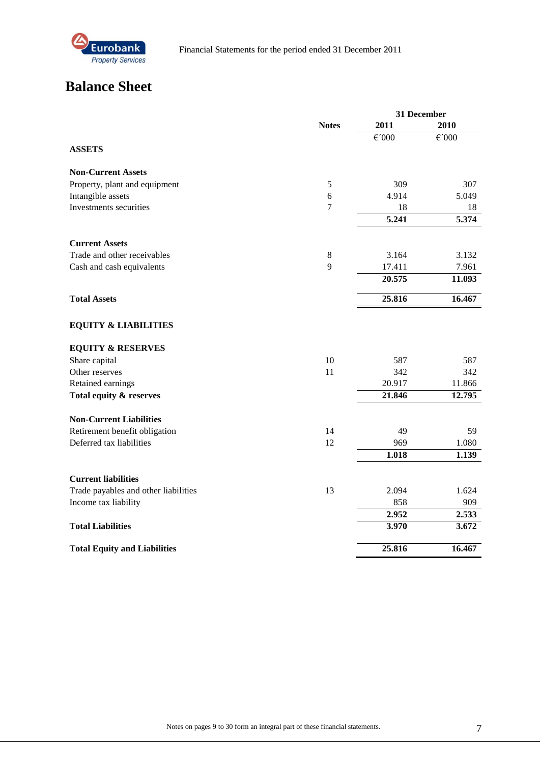# Balance Sheet

| | Notes | 31 December 2011 | 2010 |
|---|---|---|---|
| | | €´000 | €´000 |
| **ASSETS** | | | |
| **Non-Current Assets** | | | |
| Property, plant and equipment | 5 | 309 | 307 |
| Intangible assets | 6 | 4.914 | 5.049 |
| Investments securities | 7 | 18 | 18 |
| | | **5.241** | **5.374** |
| **Current Assets** | | | |
| Trade and other receivables | 8 | 3.164 | 3.132 |
| Cash and cash equivalents | 9 | 17.411 | 7.961 |
| | | **20.575** | **11.093** |
| **Total Assets** | | **25.816** | **16.467** |
| **EQUITY & LIABILITIES** | | | |
| **EQUITY & RESERVES** | | | |
| Share capital | 10 | 587 | 587 |
| Other reserves | 11 | 342 | 342 |
| Retained earnings | | 20.917 | 11.866 |
| **Total equity & reserves** | | **21.846** | **12.795** |
| **Non-Current Liabilities** | | | |
| Retirement benefit obligation | 14 | 49 | 59 |
| Deferred tax liabilities | 12 | 969 | 1.080 |
| | | **1.018** | **1.139** |
| **Current liabilities** | | | |
| Trade payables and other liabilities | 13 | 2.094 | 1.624 |
| Income tax liability | | 858 | 909 |
| | | **2.952** | **2.533** |
| **Total Liabilities** | | **3.970** | **3.672** |
| **Total Equity and Liabilities** | | **25.816** | **16.467** |

Notes on pages 9 to 30 form an integral part of these financial statements.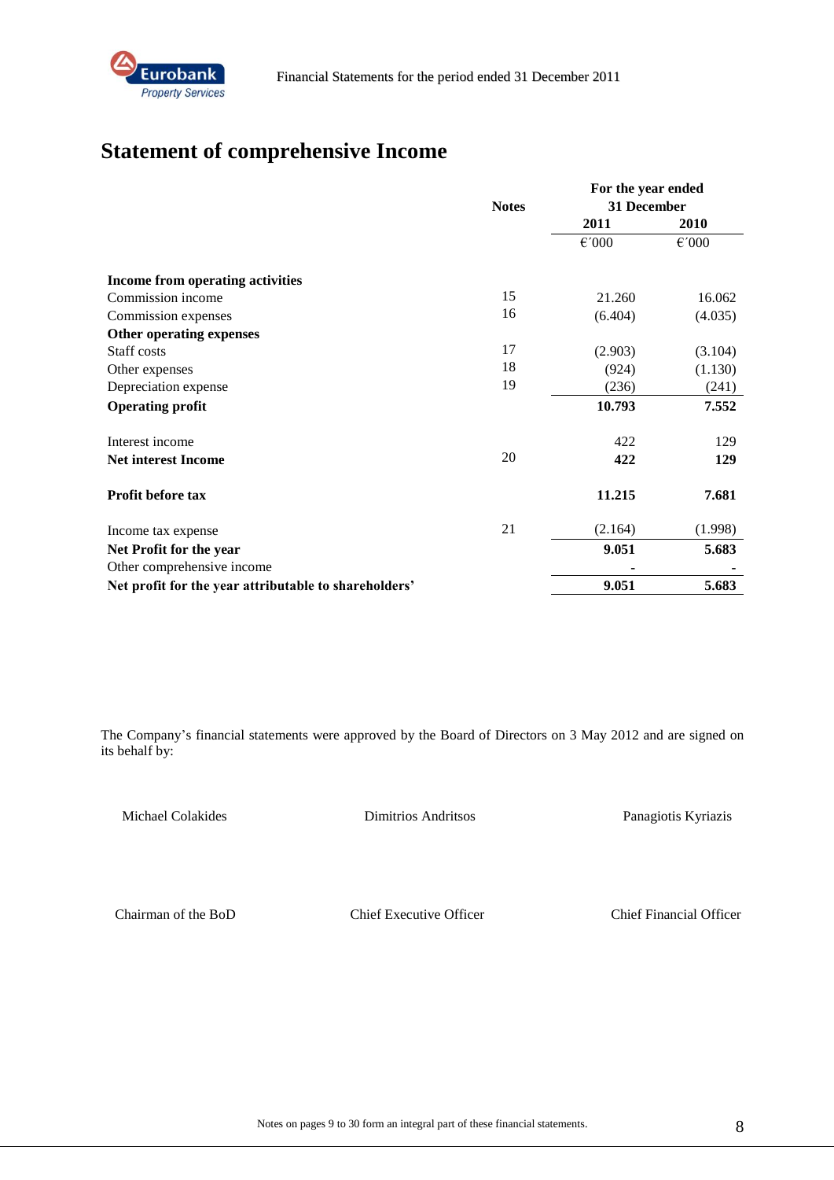# Statement of comprehensive Income

| | Notes | For the year ended 31 December 2011 | 2010 |
|---|---|---|---|
| | | €´000 | €´000 |
| **Income from operating activities** | | | |
| Commission income | 15 | 21.260 | 16.062 |
| Commission expenses | 16 | (6.404) | (4.035) |
| **Other operating expenses** | | | |
| Staff costs | 17 | (2.903) | (3.104) |
| Other expenses | 18 | (924) | (1.130) |
| Depreciation expense | 19 | (236) | (241) |
| **Operating profit** | | **10.793** | **7.552** |
| Interest income | | 422 | 129 |
| **Net interest Income** | 20 | **422** | **129** |
| **Profit before tax** | | **11.215** | **7.681** |
| Income tax expense | 21 | (2.164) | (1.998) |
| **Net Profit for the year** | | **9.051** | **5.683** |
| Other comprehensive income | | - | - |
| **Net profit for the year attributable to shareholders'** | | **9.051** | **5.683** |

The Company's financial statements were approved by the Board of Directors on 3 May 2012 and are signed on its behalf by:

| Michael Colakides | Dimitrios Andritsos | Panagiotis Kyriazis |
|---|---|---|
| Chairman of the BoD | Chief Executive Officer | Chief Financial Officer |

Notes on pages 9 to 30 form an integral part of these financial statements.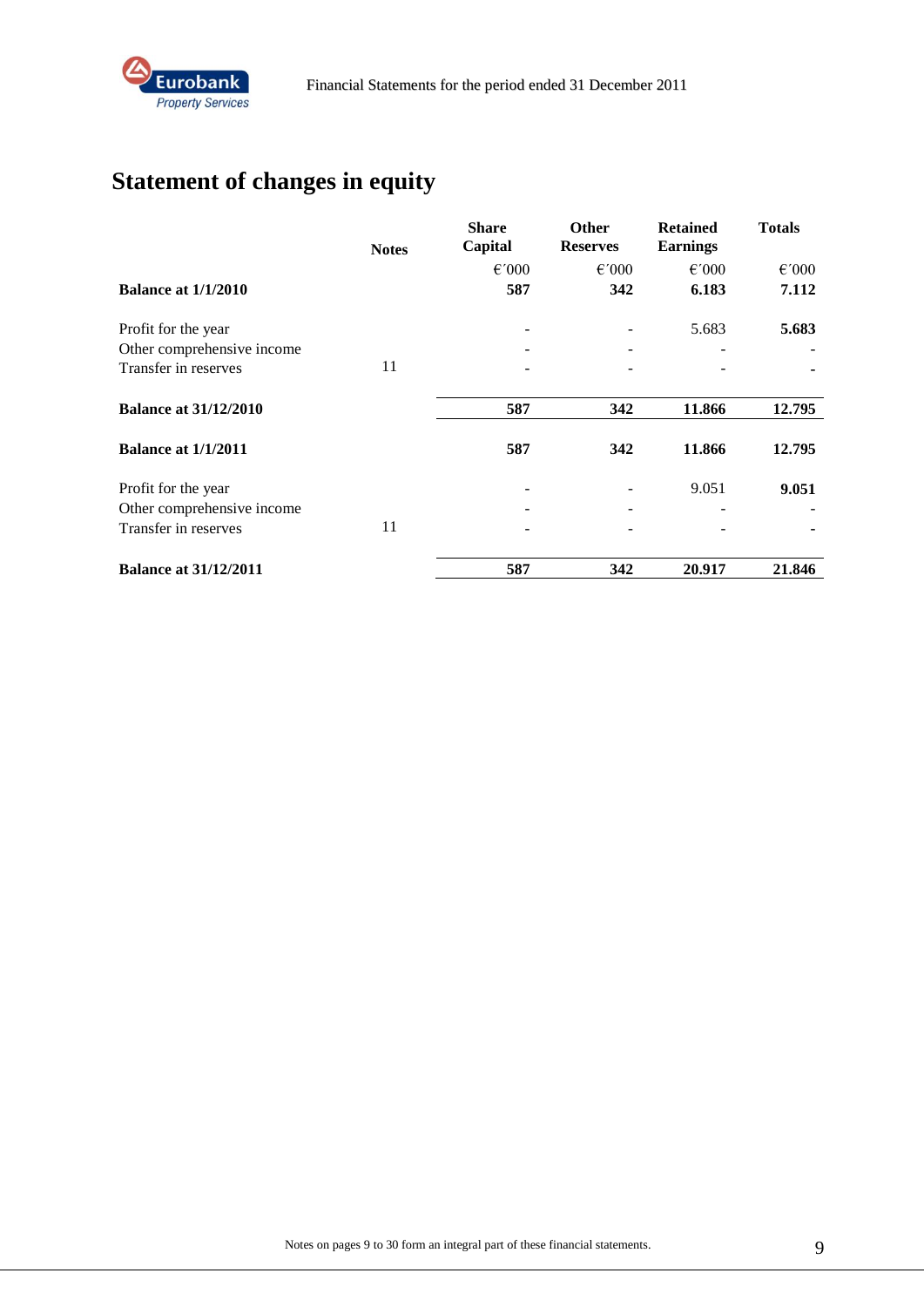# Statement of changes in equity

| | Notes | Share Capital | Other Reserves | Retained Earnings | Totals |
|---|---|---|---|---|---|
| | | €΄000 | €΄000 | €΄000 | €΄000 |
| **Balance at 1/1/2010** | | **587** | **342** | **6.183** | **7.112** |
| Profit for the year | | - | - | 5.683 | **5.683** |
| Other comprehensive income | | - | - | - | - |
| Transfer in reserves | 11 | - | - | - | **-** |
| **Balance at 31/12/2010** | | **587** | **342** | **11.866** | **12.795** |
| **Balance at 1/1/2011** | | **587** | **342** | **11.866** | **12.795** |
| Profit for the year | | - | - | 9.051 | **9.051** |
| Other comprehensive income | | - | - | - | - |
| Transfer in reserves | 11 | - | - | - | **-** |
| **Balance at 31/12/2011** | | **587** | **342** | **20.917** | **21.846** |

Notes on pages 9 to 30 form an integral part of these financial statements.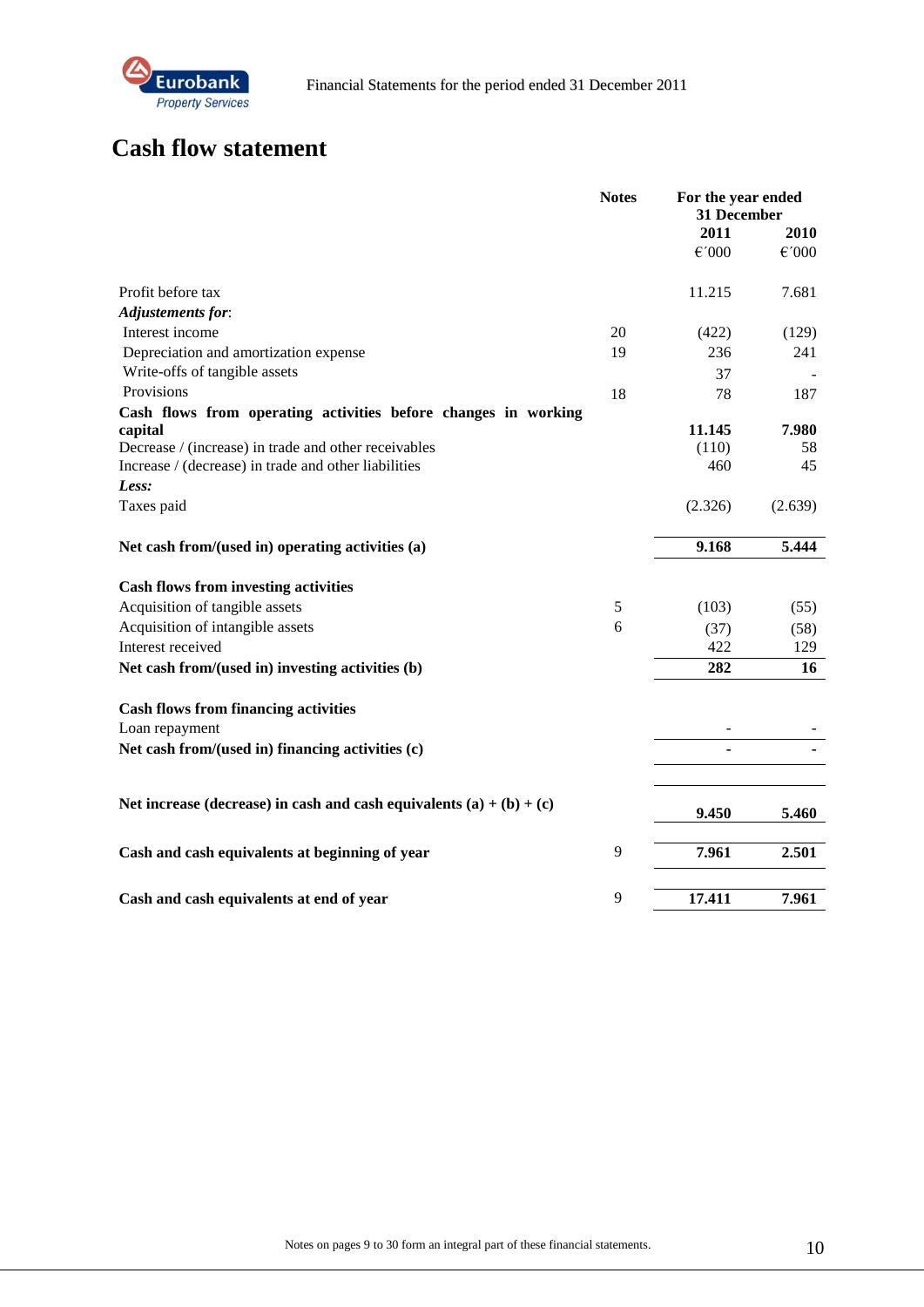# Cash flow statement

| | Notes | For the year ended 31 December 2011 €´000 | 2010 €´000 |
|---|---|---|---|
| Profit before tax | | 11.215 | 7.681 |
| ***Adjustements for***: | | | |
| Interest income | 20 | (422) | (129) |
| Depreciation and amortization expense | 19 | 236 | 241 |
| Write-offs of tangible assets | | 37 | - |
| Provisions | 18 | 78 | 187 |
| **Cash flows from operating activities before changes in working capital** | | **11.145** | **7.980** |
| Decrease / (increase) in trade and other receivables | | (110) | 58 |
| Increase / (decrease) in trade and other liabilities | | 460 | 45 |
| ***Less:*** | | | |
| Taxes paid | | (2.326) | (2.639) |
| **Net cash from/(used in) operating activities (a)** | | **9.168** | **5.444** |
| **Cash flows from investing activities** | | | |
| Acquisition of tangible assets | 5 | (103) | (55) |
| Acquisition of intangible assets | 6 | (37) | (58) |
| Interest received | | 422 | 129 |
| **Net cash from/(used in) investing activities (b)** | | **282** | **16** |
| **Cash flows from financing activities** | | | |
| Loan repayment | | - | - |
| **Net cash from/(used in) financing activities (c)** | | **-** | **-** |
| **Net increase (decrease) in cash and cash equivalents (a) + (b) + (c)** | | **9.450** | **5.460** |
| **Cash and cash equivalents at beginning of year** | 9 | **7.961** | **2.501** |
| **Cash and cash equivalents at end of year** | 9 | **17.411** | **7.961** |

Notes on pages 9 to 30 form an integral part of these financial statements.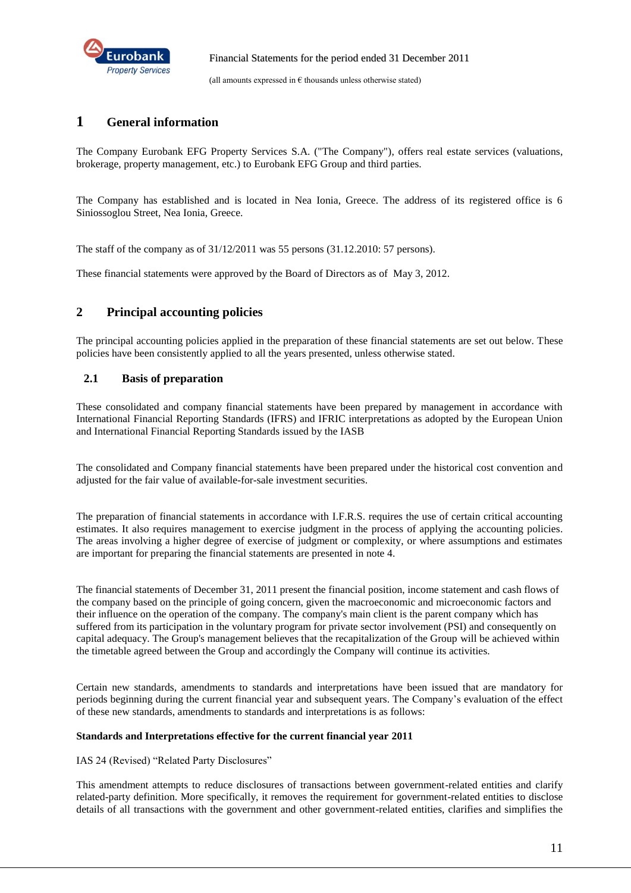## 1 General information

The Company Eurobank EFG Property Services S.A. ("The Company"), offers real estate services (valuations, brokerage, property management, etc.) to Eurobank EFG Group and third parties.

The Company has established and is located in Nea Ionia, Greece. The address of its registered office is 6 Siniossoglou Street, Nea Ionia, Greece.

The staff of the company as of 31/12/2011 was 55 persons (31.12.2010: 57 persons).

These financial statements were approved by the Board of Directors as of May 3, 2012.

## 2 Principal accounting policies

The principal accounting policies applied in the preparation of these financial statements are set out below. These policies have been consistently applied to all the years presented, unless otherwise stated.

### 2.1 Basis of preparation

These consolidated and company financial statements have been prepared by management in accordance with International Financial Reporting Standards (IFRS) and IFRIC interpretations as adopted by the European Union and International Financial Reporting Standards issued by the IASB

The consolidated and Company financial statements have been prepared under the historical cost convention and adjusted for the fair value of available-for-sale investment securities.

The preparation of financial statements in accordance with I.F.R.S. requires the use of certain critical accounting estimates. It also requires management to exercise judgment in the process of applying the accounting policies. The areas involving a higher degree of exercise of judgment or complexity, or where assumptions and estimates are important for preparing the financial statements are presented in note 4.

The financial statements of December 31, 2011 present the financial position, income statement and cash flows of the company based on the principle of going concern, given the macroeconomic and microeconomic factors and their influence on the operation of the company. The company's main client is the parent company which has suffered from its participation in the voluntary program for private sector involvement (PSI) and consequently on capital adequacy. The Group's management believes that the recapitalization of the Group will be achieved within the timetable agreed between the Group and accordingly the Company will continue its activities.

Certain new standards, amendments to standards and interpretations have been issued that are mandatory for periods beginning during the current financial year and subsequent years. The Company's evaluation of the effect of these new standards, amendments to standards and interpretations is as follows:

**Standards and Interpretations effective for the current financial year 2011**

IAS 24 (Revised) "Related Party Disclosures"

This amendment attempts to reduce disclosures of transactions between government-related entities and clarify related-party definition. More specifically, it removes the requirement for government-related entities to disclose details of all transactions with the government and other government-related entities, clarifies and simplifies the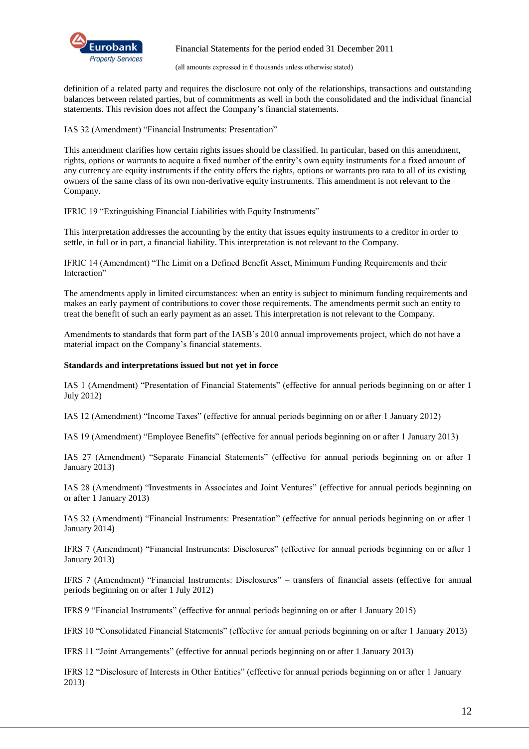definition of a related party and requires the disclosure not only of the relationships, transactions and outstanding balances between related parties, but of commitments as well in both the consolidated and the individual financial statements. This revision does not affect the Company's financial statements.

IAS 32 (Amendment) "Financial Instruments: Presentation"

This amendment clarifies how certain rights issues should be classified. In particular, based on this amendment, rights, options or warrants to acquire a fixed number of the entity's own equity instruments for a fixed amount of any currency are equity instruments if the entity offers the rights, options or warrants pro rata to all of its existing owners of the same class of its own non-derivative equity instruments. This amendment is not relevant to the Company.

IFRIC 19 "Extinguishing Financial Liabilities with Equity Instruments"

This interpretation addresses the accounting by the entity that issues equity instruments to a creditor in order to settle, in full or in part, a financial liability. This interpretation is not relevant to the Company.

IFRIC 14 (Amendment) "The Limit on a Defined Benefit Asset, Minimum Funding Requirements and their Interaction"

The amendments apply in limited circumstances: when an entity is subject to minimum funding requirements and makes an early payment of contributions to cover those requirements. The amendments permit such an entity to treat the benefit of such an early payment as an asset. This interpretation is not relevant to the Company.

Amendments to standards that form part of the IASB's 2010 annual improvements project, which do not have a material impact on the Company's financial statements.

**Standards and interpretations issued but not yet in force**

IAS 1 (Amendment) "Presentation of Financial Statements" (effective for annual periods beginning on or after 1 July 2012)

IAS 12 (Amendment) "Income Taxes" (effective for annual periods beginning on or after 1 January 2012)

IAS 19 (Amendment) "Employee Benefits" (effective for annual periods beginning on or after 1 January 2013)

IAS 27 (Amendment) "Separate Financial Statements" (effective for annual periods beginning on or after 1 January 2013)

IAS 28 (Amendment) "Investments in Associates and Joint Ventures" (effective for annual periods beginning on or after 1 January 2013)

IAS 32 (Amendment) "Financial Instruments: Presentation" (effective for annual periods beginning on or after 1 January 2014)

IFRS 7 (Amendment) "Financial Instruments: Disclosures" (effective for annual periods beginning on or after 1 January 2013)

IFRS 7 (Amendment) "Financial Instruments: Disclosures" – transfers of financial assets (effective for annual periods beginning on or after 1 July 2012)

IFRS 9 "Financial Instruments" (effective for annual periods beginning on or after 1 January 2015)

IFRS 10 "Consolidated Financial Statements" (effective for annual periods beginning on or after 1 January 2013)

IFRS 11 "Joint Arrangements" (effective for annual periods beginning on or after 1 January 2013)

IFRS 12 "Disclosure of Interests in Other Entities" (effective for annual periods beginning on or after 1 January 2013)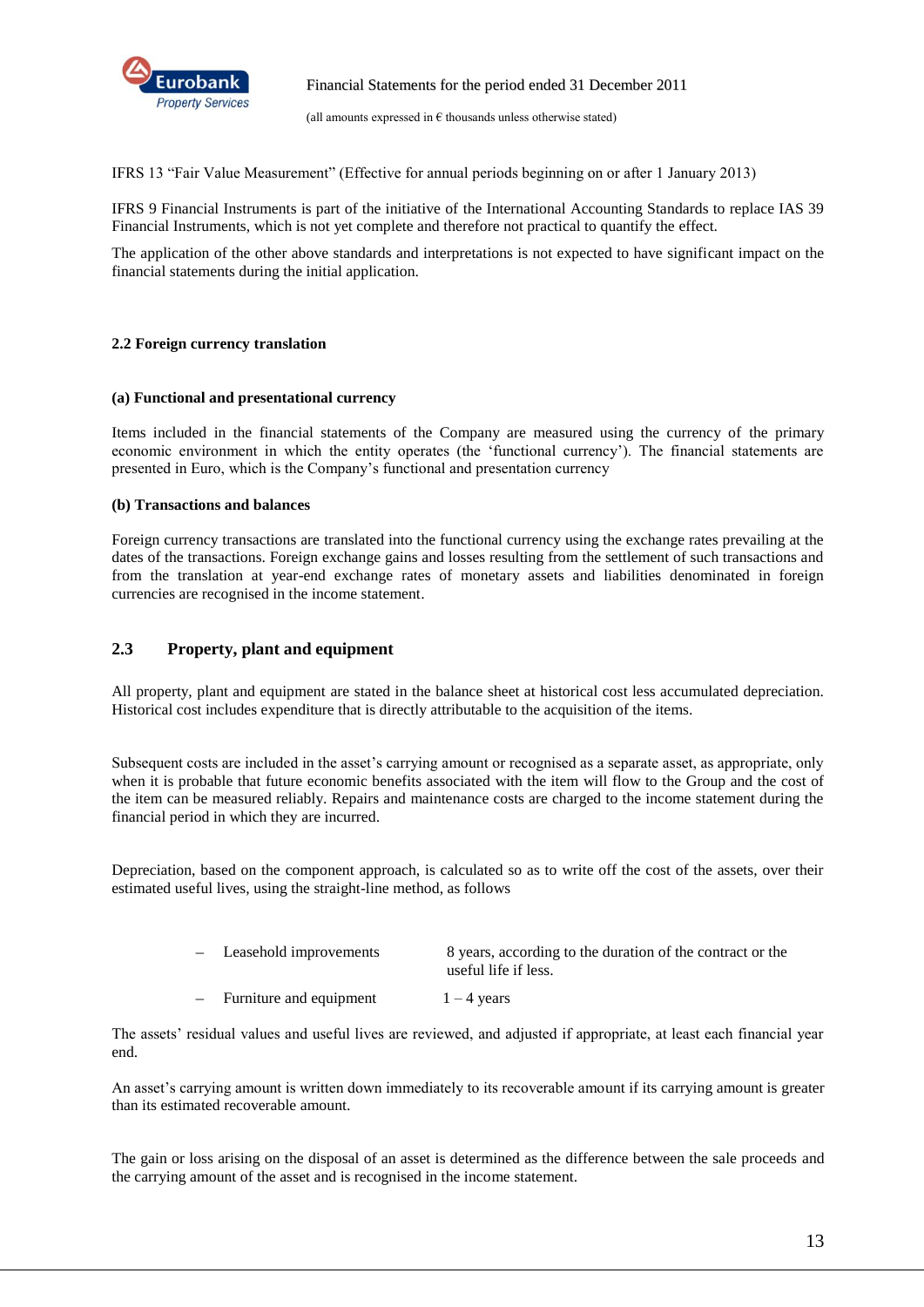IFRS 13 “Fair Value Measurement” (Effective for annual periods beginning on or after 1 January 2013)

IFRS 9 Financial Instruments is part of the initiative of the International Accounting Standards to replace IAS 39 Financial Instruments, which is not yet complete and therefore not practical to quantify the effect.

The application of the other above standards and interpretations is not expected to have significant impact on the financial statements during the initial application.

### 2.2 Foreign currency translation

#### (a) Functional and presentational currency

Items included in the financial statements of the Company are measured using the currency of the primary economic environment in which the entity operates (the ‘functional currency’). The financial statements are presented in Euro, which is the Company’s functional and presentation currency

#### (b) Transactions and balances

Foreign currency transactions are translated into the functional currency using the exchange rates prevailing at the dates of the transactions. Foreign exchange gains and losses resulting from the settlement of such transactions and from the translation at year-end exchange rates of monetary assets and liabilities denominated in foreign currencies are recognised in the income statement.

## 2.3 Property, plant and equipment

All property, plant and equipment are stated in the balance sheet at historical cost less accumulated depreciation. Historical cost includes expenditure that is directly attributable to the acquisition of the items.

Subsequent costs are included in the asset’s carrying amount or recognised as a separate asset, as appropriate, only when it is probable that future economic benefits associated with the item will flow to the Group and the cost of the item can be measured reliably. Repairs and maintenance costs are charged to the income statement during the financial period in which they are incurred.

Depreciation, based on the component approach, is calculated so as to write off the cost of the assets, over their estimated useful lives, using the straight-line method, as follows

- Leasehold improvements — 8 years, according to the duration of the contract or the useful life if less.
- Furniture and equipment — 1 – 4 years

The assets’ residual values and useful lives are reviewed, and adjusted if appropriate, at least each financial year end.

An asset’s carrying amount is written down immediately to its recoverable amount if its carrying amount is greater than its estimated recoverable amount.

The gain or loss arising on the disposal of an asset is determined as the difference between the sale proceeds and the carrying amount of the asset and is recognised in the income statement.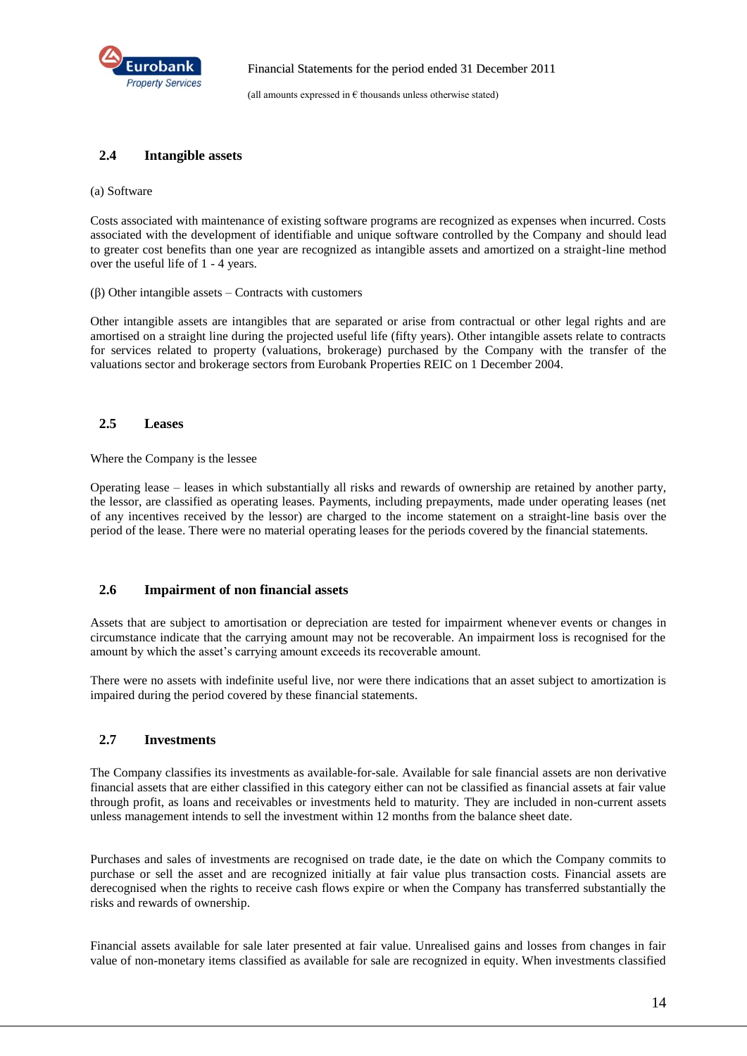## 2.4 Intangible assets

(a) Software

Costs associated with maintenance of existing software programs are recognized as expenses when incurred. Costs associated with the development of identifiable and unique software controlled by the Company and should lead to greater cost benefits than one year are recognized as intangible assets and amortized on a straight-line method over the useful life of 1 - 4 years.

(β) Other intangible assets – Contracts with customers

Other intangible assets are intangibles that are separated or arise from contractual or other legal rights and are amortised on a straight line during the projected useful life (fifty years). Other intangible assets relate to contracts for services related to property (valuations, brokerage) purchased by the Company with the transfer of the valuations sector and brokerage sectors from Eurobank Properties REIC on 1 December 2004.

## 2.5 Leases

Where the Company is the lessee

Operating lease – leases in which substantially all risks and rewards of ownership are retained by another party, the lessor, are classified as operating leases. Payments, including prepayments, made under operating leases (net of any incentives received by the lessor) are charged to the income statement on a straight-line basis over the period of the lease. There were no material operating leases for the periods covered by the financial statements.

## 2.6 Impairment of non financial assets

Assets that are subject to amortisation or depreciation are tested for impairment whenever events or changes in circumstance indicate that the carrying amount may not be recoverable. An impairment loss is recognised for the amount by which the asset's carrying amount exceeds its recoverable amount.

There were no assets with indefinite useful live, nor were there indications that an asset subject to amortization is impaired during the period covered by these financial statements.

## 2.7 Investments

The Company classifies its investments as available-for-sale. Available for sale financial assets are non derivative financial assets that are either classified in this category either can not be classified as financial assets at fair value through profit, as loans and receivables or investments held to maturity. They are included in non-current assets unless management intends to sell the investment within 12 months from the balance sheet date.

Purchases and sales of investments are recognised on trade date, ie the date on which the Company commits to purchase or sell the asset and are recognized initially at fair value plus transaction costs. Financial assets are derecognised when the rights to receive cash flows expire or when the Company has transferred substantially the risks and rewards of ownership.

Financial assets available for sale later presented at fair value. Unrealised gains and losses from changes in fair value of non-monetary items classified as available for sale are recognized in equity. When investments classified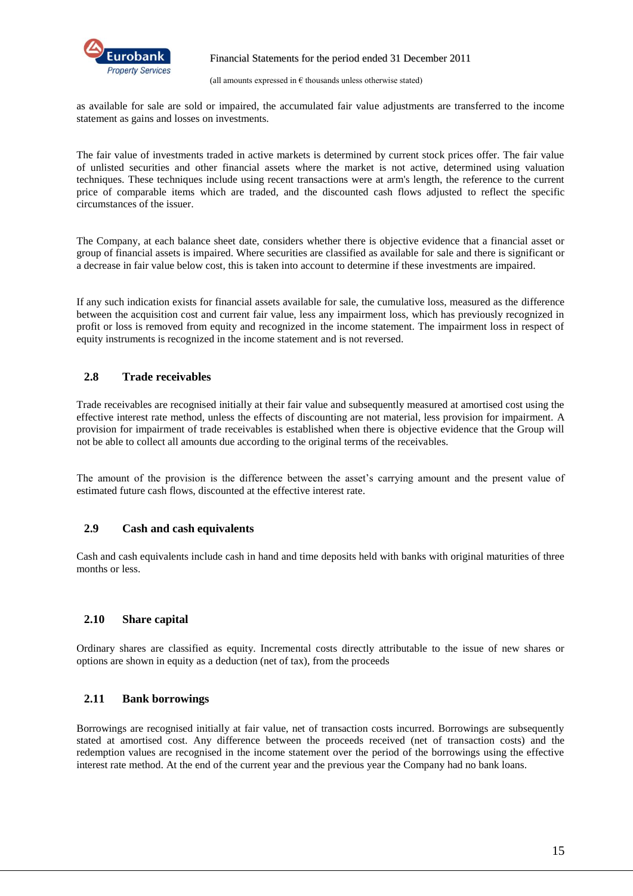as available for sale are sold or impaired, the accumulated fair value adjustments are transferred to the income statement as gains and losses on investments.

The fair value of investments traded in active markets is determined by current stock prices offer. The fair value of unlisted securities and other financial assets where the market is not active, determined using valuation techniques. These techniques include using recent transactions were at arm's length, the reference to the current price of comparable items which are traded, and the discounted cash flows adjusted to reflect the specific circumstances of the issuer.

The Company, at each balance sheet date, considers whether there is objective evidence that a financial asset or group of financial assets is impaired. Where securities are classified as available for sale and there is significant or a decrease in fair value below cost, this is taken into account to determine if these investments are impaired.

If any such indication exists for financial assets available for sale, the cumulative loss, measured as the difference between the acquisition cost and current fair value, less any impairment loss, which has previously recognized in profit or loss is removed from equity and recognized in the income statement. The impairment loss in respect of equity instruments is recognized in the income statement and is not reversed.

## 2.8 Trade receivables

Trade receivables are recognised initially at their fair value and subsequently measured at amortised cost using the effective interest rate method, unless the effects of discounting are not material, less provision for impairment. A provision for impairment of trade receivables is established when there is objective evidence that the Group will not be able to collect all amounts due according to the original terms of the receivables.

The amount of the provision is the difference between the asset's carrying amount and the present value of estimated future cash flows, discounted at the effective interest rate.

## 2.9 Cash and cash equivalents

Cash and cash equivalents include cash in hand and time deposits held with banks with original maturities of three months or less.

## 2.10 Share capital

Ordinary shares are classified as equity. Incremental costs directly attributable to the issue of new shares or options are shown in equity as a deduction (net of tax), from the proceeds

## 2.11 Bank borrowings

Borrowings are recognised initially at fair value, net of transaction costs incurred. Borrowings are subsequently stated at amortised cost. Any difference between the proceeds received (net of transaction costs) and the redemption values are recognised in the income statement over the period of the borrowings using the effective interest rate method. At the end of the current year and the previous year the Company had no bank loans.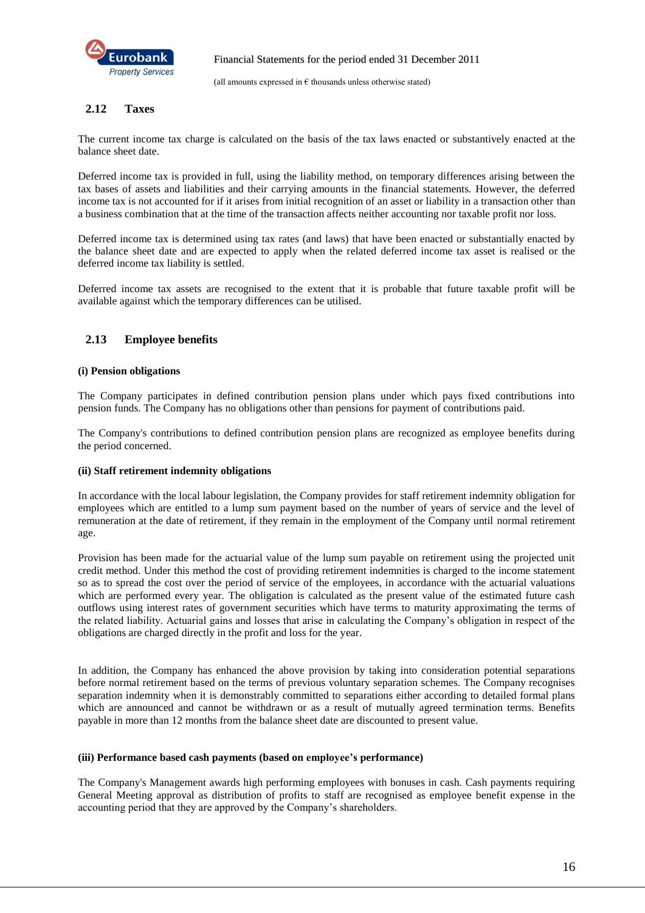## 2.12 Taxes

The current income tax charge is calculated on the basis of the tax laws enacted or substantively enacted at the balance sheet date.

Deferred income tax is provided in full, using the liability method, on temporary differences arising between the tax bases of assets and liabilities and their carrying amounts in the financial statements. However, the deferred income tax is not accounted for if it arises from initial recognition of an asset or liability in a transaction other than a business combination that at the time of the transaction affects neither accounting nor taxable profit nor loss.

Deferred income tax is determined using tax rates (and laws) that have been enacted or substantially enacted by the balance sheet date and are expected to apply when the related deferred income tax asset is realised or the deferred income tax liability is settled.

Deferred income tax assets are recognised to the extent that it is probable that future taxable profit will be available against which the temporary differences can be utilised.

## 2.13 Employee benefits

**(i) Pension obligations**

The Company participates in defined contribution pension plans under which pays fixed contributions into pension funds. The Company has no obligations other than pensions for payment of contributions paid.

The Company's contributions to defined contribution pension plans are recognized as employee benefits during the period concerned.

**(ii) Staff retirement indemnity obligations**

In accordance with the local labour legislation, the Company provides for staff retirement indemnity obligation for employees which are entitled to a lump sum payment based on the number of years of service and the level of remuneration at the date of retirement, if they remain in the employment of the Company until normal retirement age.

Provision has been made for the actuarial value of the lump sum payable on retirement using the projected unit credit method. Under this method the cost of providing retirement indemnities is charged to the income statement so as to spread the cost over the period of service of the employees, in accordance with the actuarial valuations which are performed every year. The obligation is calculated as the present value of the estimated future cash outflows using interest rates of government securities which have terms to maturity approximating the terms of the related liability. Actuarial gains and losses that arise in calculating the Company's obligation in respect of the obligations are charged directly in the profit and loss for the year.

In addition, the Company has enhanced the above provision by taking into consideration potential separations before normal retirement based on the terms of previous voluntary separation schemes. The Company recognises separation indemnity when it is demonstrably committed to separations either according to detailed formal plans which are announced and cannot be withdrawn or as a result of mutually agreed termination terms. Benefits payable in more than 12 months from the balance sheet date are discounted to present value.

**(iii) Performance based cash payments (based on employee's performance)**

The Company's Management awards high performing employees with bonuses in cash. Cash payments requiring General Meeting approval as distribution of profits to staff are recognised as employee benefit expense in the accounting period that they are approved by the Company's shareholders.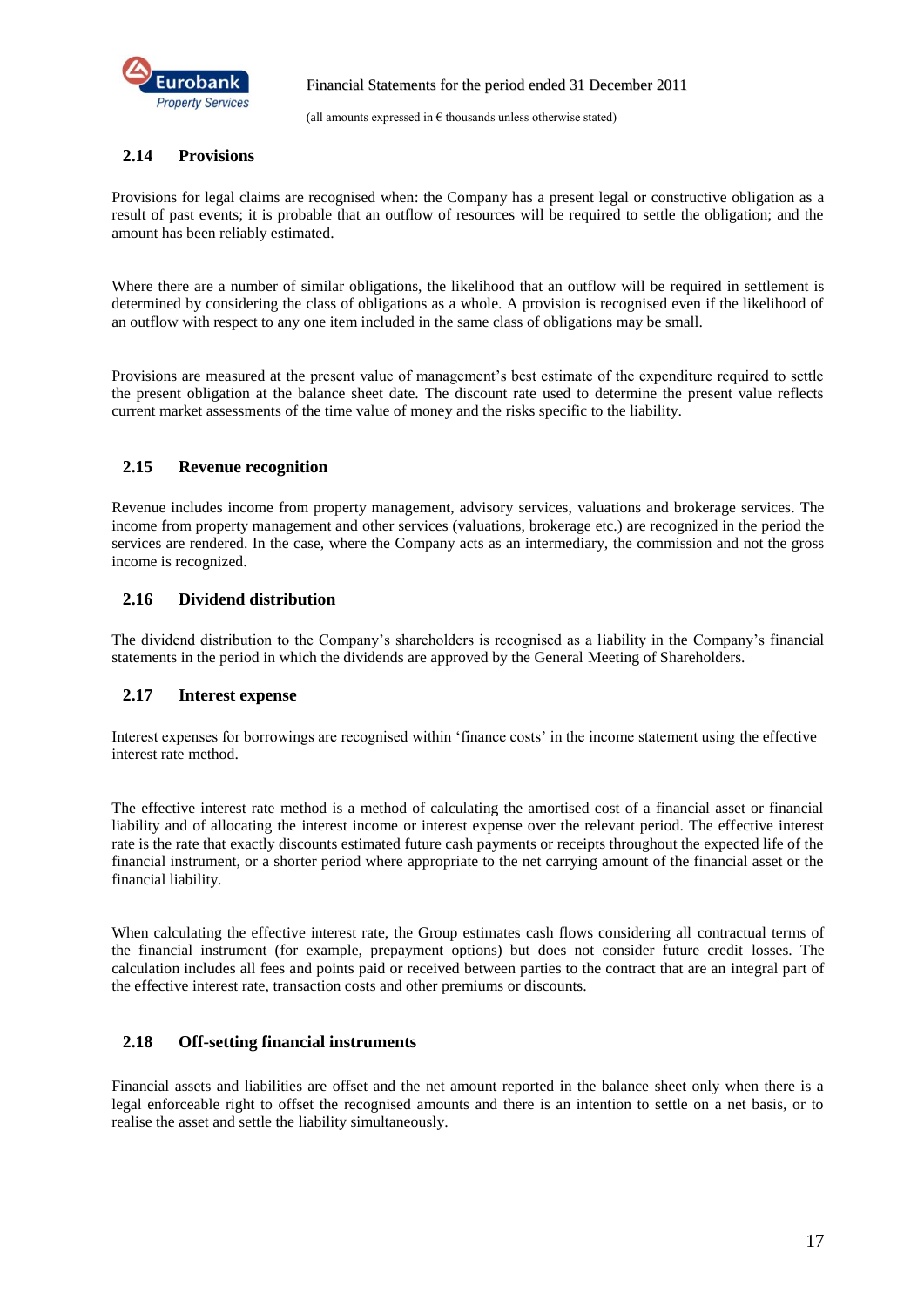## 2.14 Provisions

Provisions for legal claims are recognised when: the Company has a present legal or constructive obligation as a result of past events; it is probable that an outflow of resources will be required to settle the obligation; and the amount has been reliably estimated.

Where there are a number of similar obligations, the likelihood that an outflow will be required in settlement is determined by considering the class of obligations as a whole. A provision is recognised even if the likelihood of an outflow with respect to any one item included in the same class of obligations may be small.

Provisions are measured at the present value of management's best estimate of the expenditure required to settle the present obligation at the balance sheet date. The discount rate used to determine the present value reflects current market assessments of the time value of money and the risks specific to the liability.

## 2.15 Revenue recognition

Revenue includes income from property management, advisory services, valuations and brokerage services. The income from property management and other services (valuations, brokerage etc.) are recognized in the period the services are rendered. In the case, where the Company acts as an intermediary, the commission and not the gross income is recognized.

## 2.16 Dividend distribution

The dividend distribution to the Company's shareholders is recognised as a liability in the Company's financial statements in the period in which the dividends are approved by the General Meeting of Shareholders.

## 2.17 Interest expense

Interest expenses for borrowings are recognised within 'finance costs' in the income statement using the effective interest rate method.

The effective interest rate method is a method of calculating the amortised cost of a financial asset or financial liability and of allocating the interest income or interest expense over the relevant period. The effective interest rate is the rate that exactly discounts estimated future cash payments or receipts throughout the expected life of the financial instrument, or a shorter period where appropriate to the net carrying amount of the financial asset or the financial liability.

When calculating the effective interest rate, the Group estimates cash flows considering all contractual terms of the financial instrument (for example, prepayment options) but does not consider future credit losses. The calculation includes all fees and points paid or received between parties to the contract that are an integral part of the effective interest rate, transaction costs and other premiums or discounts.

## 2.18 Off-setting financial instruments

Financial assets and liabilities are offset and the net amount reported in the balance sheet only when there is a legal enforceable right to offset the recognised amounts and there is an intention to settle on a net basis, or to realise the asset and settle the liability simultaneously.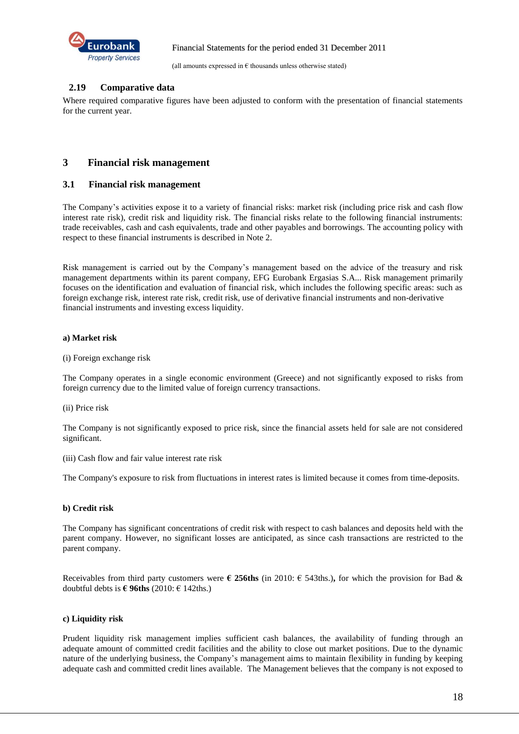### 2.19 Comparative data

Where required comparative figures have been adjusted to conform with the presentation of financial statements for the current year.

## 3 Financial risk management

### 3.1 Financial risk management

The Company's activities expose it to a variety of financial risks: market risk (including price risk and cash flow interest rate risk), credit risk and liquidity risk. The financial risks relate to the following financial instruments: trade receivables, cash and cash equivalents, trade and other payables and borrowings. The accounting policy with respect to these financial instruments is described in Note 2.

Risk management is carried out by the Company's management based on the advice of the treasury and risk management departments within its parent company, EFG Eurobank Ergasias S.A... Risk management primarily focuses on the identification and evaluation of financial risk, which includes the following specific areas: such as foreign exchange risk, interest rate risk, credit risk, use of derivative financial instruments and non-derivative financial instruments and investing excess liquidity.

**a) Market risk**

(i) Foreign exchange risk

The Company operates in a single economic environment (Greece) and not significantly exposed to risks from foreign currency due to the limited value of foreign currency transactions.

(ii) Price risk

The Company is not significantly exposed to price risk, since the financial assets held for sale are not considered significant.

(iii) Cash flow and fair value interest rate risk

The Company's exposure to risk from fluctuations in interest rates is limited because it comes from time-deposits.

**b) Credit risk**

The Company has significant concentrations of credit risk with respect to cash balances and deposits held with the parent company. However, no significant losses are anticipated, as since cash transactions are restricted to the parent company.

Receivables from third party customers were **€ 256ths** (in 2010: € 543ths.)**,** for which the provision for Bad & doubtful debts is **€ 96ths** (2010: € 142ths.)

**c) Liquidity risk**

Prudent liquidity risk management implies sufficient cash balances, the availability of funding through an adequate amount of committed credit facilities and the ability to close out market positions. Due to the dynamic nature of the underlying business, the Company's management aims to maintain flexibility in funding by keeping adequate cash and committed credit lines available. The Management believes that the company is not exposed to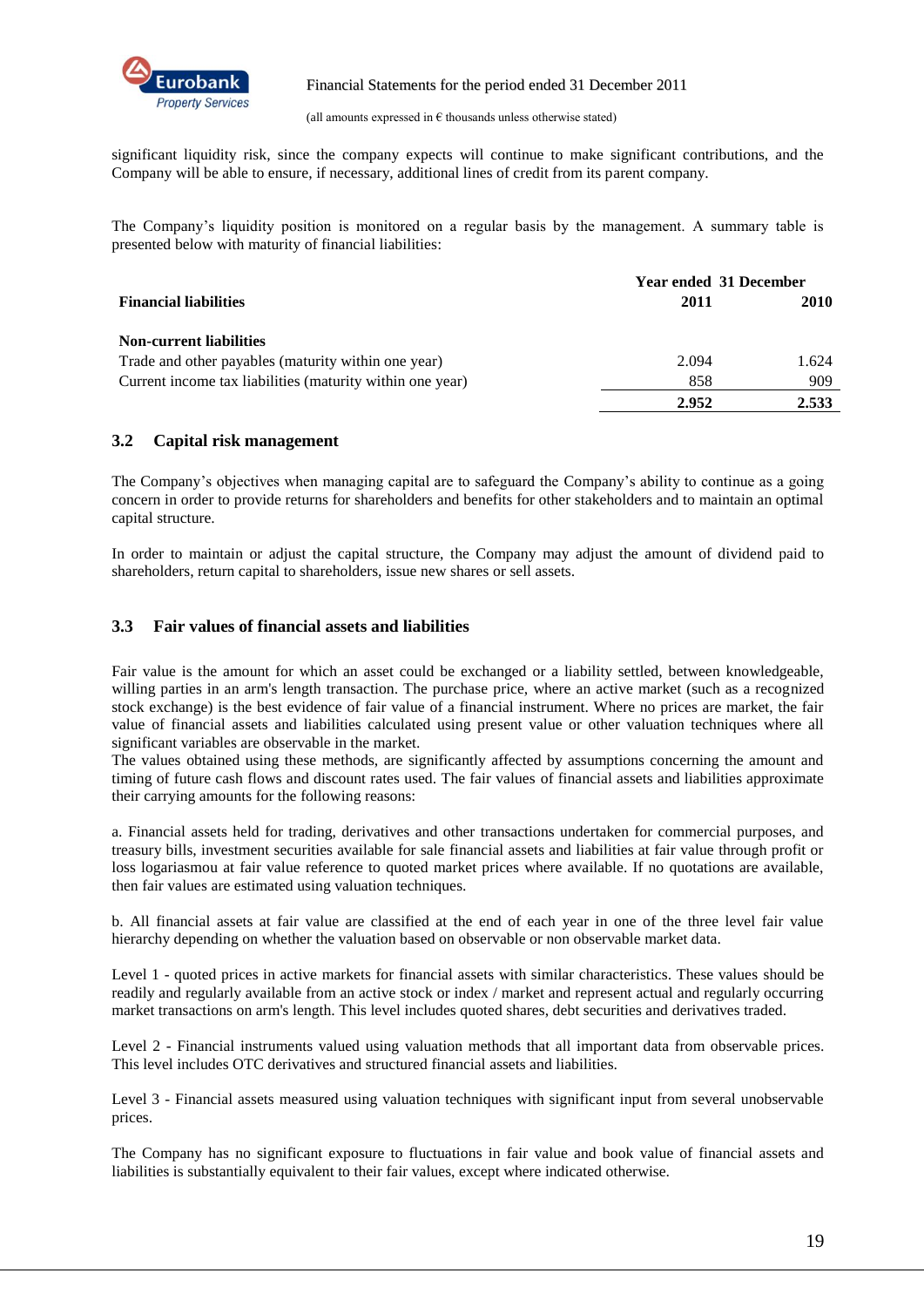significant liquidity risk, since the company expects will continue to make significant contributions, and the Company will be able to ensure, if necessary, additional lines of credit from its parent company.

The Company's liquidity position is monitored on a regular basis by the management. A summary table is presented below with maturity of financial liabilities:

| Financial liabilities | Year ended 31 December 2011 | 2010 |
|---|---|---|
| **Non-current liabilities** | | |
| Trade and other payables (maturity within one year) | 2.094 | 1.624 |
| Current income tax liabilities (maturity within one year) | 858 | 909 |
| | **2.952** | **2.533** |

## 3.2 Capital risk management

The Company's objectives when managing capital are to safeguard the Company's ability to continue as a going concern in order to provide returns for shareholders and benefits for other stakeholders and to maintain an optimal capital structure.

In order to maintain or adjust the capital structure, the Company may adjust the amount of dividend paid to shareholders, return capital to shareholders, issue new shares or sell assets.

## 3.3 Fair values of financial assets and liabilities

Fair value is the amount for which an asset could be exchanged or a liability settled, between knowledgeable, willing parties in an arm's length transaction. The purchase price, where an active market (such as a recognized stock exchange) is the best evidence of fair value of a financial instrument. Where no prices are market, the fair value of financial assets and liabilities calculated using present value or other valuation techniques where all significant variables are observable in the market.
The values obtained using these methods, are significantly affected by assumptions concerning the amount and timing of future cash flows and discount rates used. The fair values of financial assets and liabilities approximate their carrying amounts for the following reasons:

a. Financial assets held for trading, derivatives and other transactions undertaken for commercial purposes, and treasury bills, investment securities available for sale financial assets and liabilities at fair value through profit or loss logariasmou at fair value reference to quoted market prices where available. If no quotations are available, then fair values are estimated using valuation techniques.

b. All financial assets at fair value are classified at the end of each year in one of the three level fair value hierarchy depending on whether the valuation based on observable or non observable market data.

Level 1 - quoted prices in active markets for financial assets with similar characteristics. These values should be readily and regularly available from an active stock or index / market and represent actual and regularly occurring market transactions on arm's length. This level includes quoted shares, debt securities and derivatives traded.

Level 2 - Financial instruments valued using valuation methods that all important data from observable prices. This level includes OTC derivatives and structured financial assets and liabilities.

Level 3 - Financial assets measured using valuation techniques with significant input from several unobservable prices.

The Company has no significant exposure to fluctuations in fair value and book value of financial assets and liabilities is substantially equivalent to their fair values, except where indicated otherwise.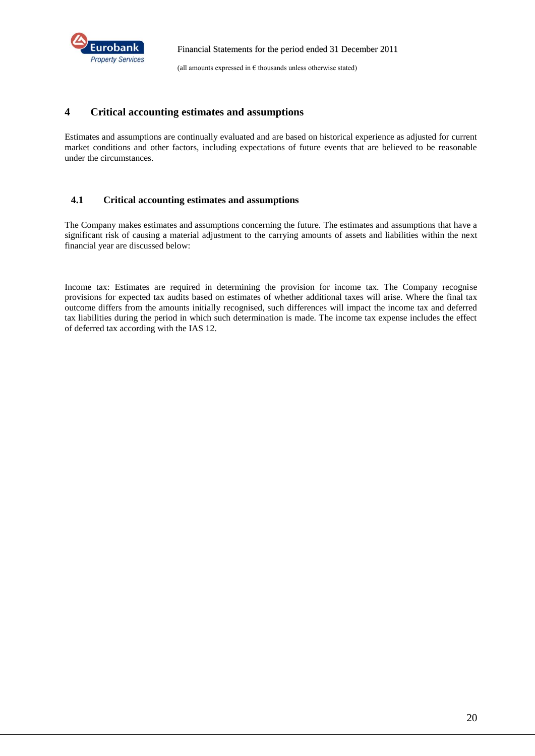## 4 Critical accounting estimates and assumptions

Estimates and assumptions are continually evaluated and are based on historical experience as adjusted for current market conditions and other factors, including expectations of future events that are believed to be reasonable under the circumstances.

### 4.1 Critical accounting estimates and assumptions

The Company makes estimates and assumptions concerning the future. The estimates and assumptions that have a significant risk of causing a material adjustment to the carrying amounts of assets and liabilities within the next financial year are discussed below:

Income tax: Estimates are required in determining the provision for income tax. The Company recognise provisions for expected tax audits based on estimates of whether additional taxes will arise. Where the final tax outcome differs from the amounts initially recognised, such differences will impact the income tax and deferred tax liabilities during the period in which such determination is made. The income tax expense includes the effect of deferred tax according with the IAS 12.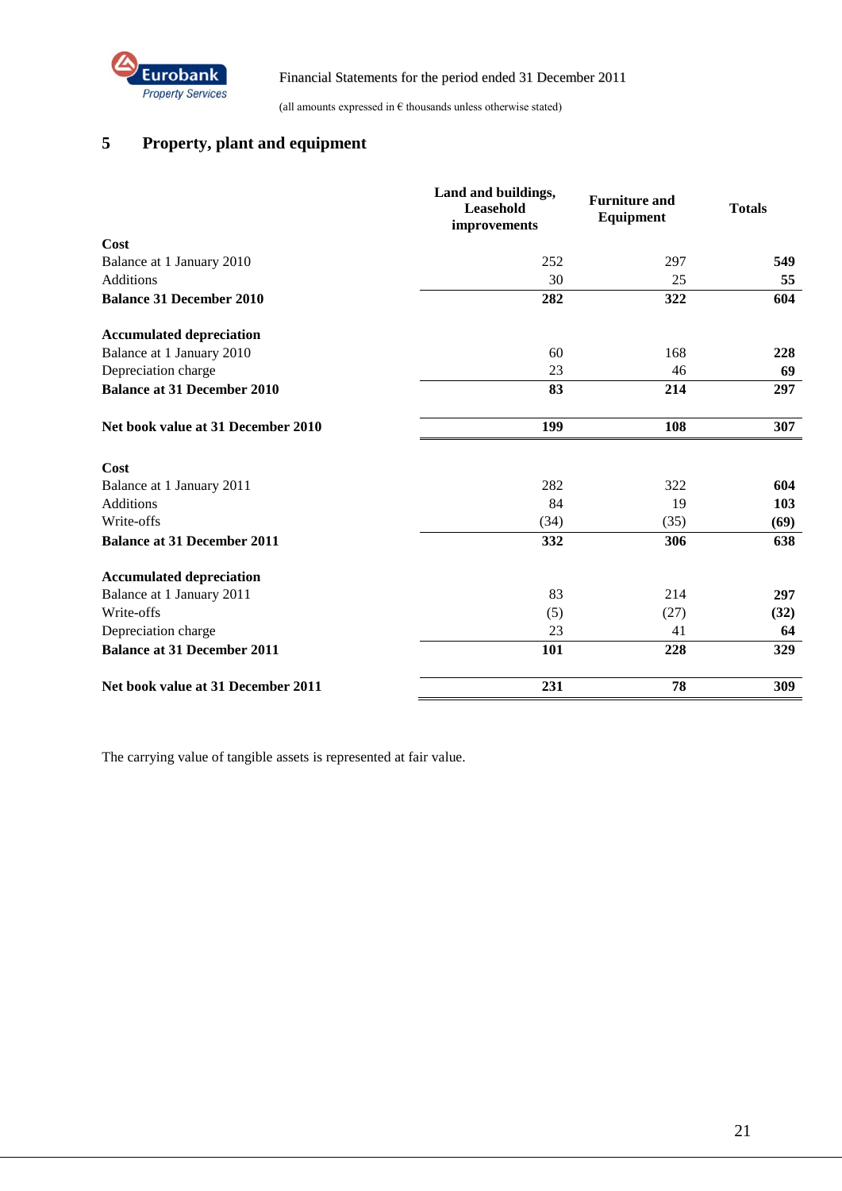## 5 Property, plant and equipment

| | Land and buildings, Leasehold improvements | Furniture and Equipment | Totals |
|---|---|---|---|
| **Cost** | | | |
| Balance at 1 January 2010 | 252 | 297 | **549** |
| Additions | 30 | 25 | **55** |
| **Balance 31 December 2010** | **282** | **322** | **604** |
| | | | |
| **Accumulated depreciation** | | | |
| Balance at 1 January 2010 | 60 | 168 | **228** |
| Depreciation charge | 23 | 46 | **69** |
| **Balance at 31 December 2010** | **83** | **214** | **297** |
| | | | |
| **Net book value at 31 December 2010** | **199** | **108** | **307** |
| | | | |
| **Cost** | | | |
| Balance at 1 January 2011 | 282 | 322 | **604** |
| Additions | 84 | 19 | **103** |
| Write-offs | (34) | (35) | **(69)** |
| **Balance at 31 December 2011** | **332** | **306** | **638** |
| | | | |
| **Accumulated depreciation** | | | |
| Balance at 1 January 2011 | 83 | 214 | **297** |
| Write-offs | (5) | (27) | **(32)** |
| Depreciation charge | 23 | 41 | **64** |
| **Balance at 31 December 2011** | **101** | **228** | **329** |
| | | | |
| **Net book value at 31 December 2011** | **231** | **78** | **309** |

The carrying value of tangible assets is represented at fair value.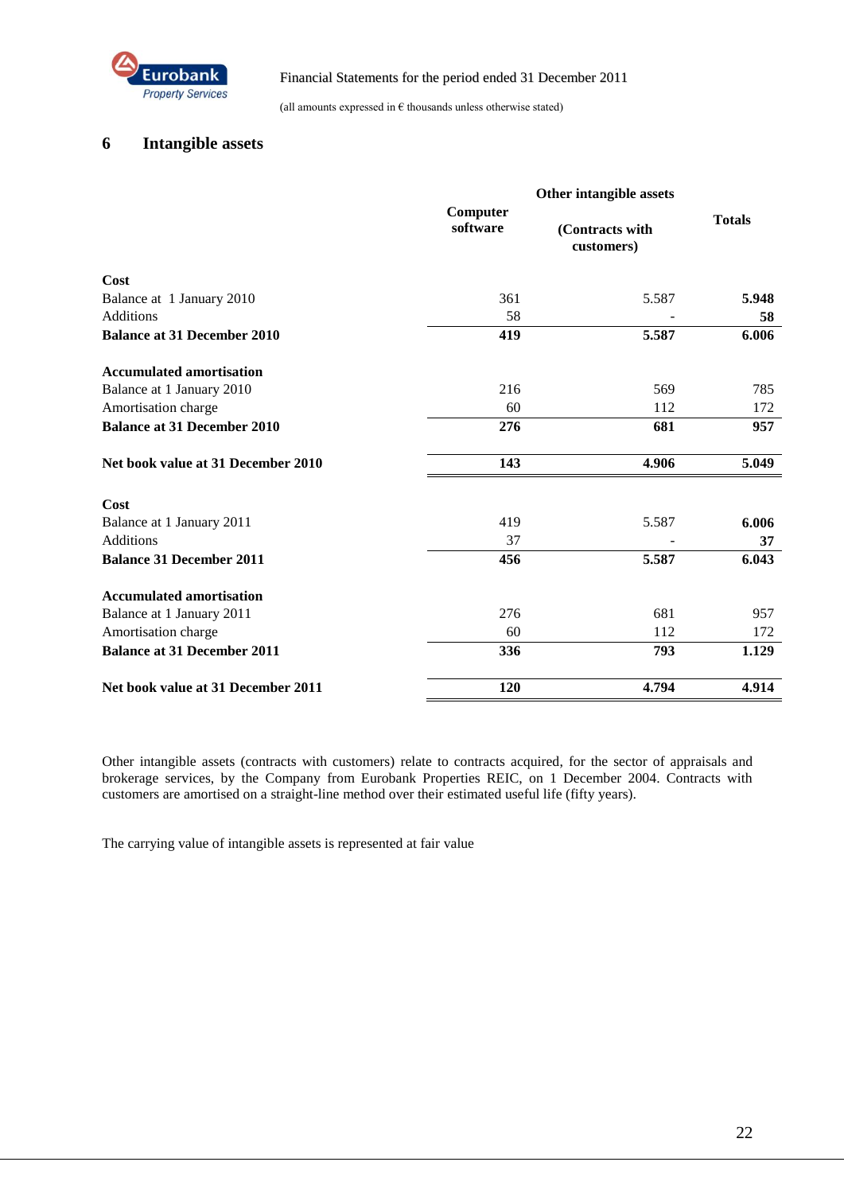## 6 Intangible assets

| | Computer software | Other intangible assets (Contracts with customers) | Totals |
|---|---|---|---|
| **Cost** | | | |
| Balance at 1 January 2010 | 361 | 5.587 | **5.948** |
| Additions | 58 | - | **58** |
| **Balance at 31 December 2010** | **419** | **5.587** | **6.006** |
| | | | |
| **Accumulated amortisation** | | | |
| Balance at 1 January 2010 | 216 | 569 | 785 |
| Amortisation charge | 60 | 112 | 172 |
| **Balance at 31 December 2010** | **276** | **681** | **957** |
| | | | |
| **Net book value at 31 December 2010** | **143** | **4.906** | **5.049** |
| | | | |
| **Cost** | | | |
| Balance at 1 January 2011 | 419 | 5.587 | **6.006** |
| Additions | 37 | - | **37** |
| **Balance 31 December 2011** | **456** | **5.587** | **6.043** |
| | | | |
| **Accumulated amortisation** | | | |
| Balance at 1 January 2011 | 276 | 681 | 957 |
| Amortisation charge | 60 | 112 | 172 |
| **Balance at 31 December 2011** | **336** | **793** | **1.129** |
| | | | |
| **Net book value at 31 December 2011** | **120** | **4.794** | **4.914** |

Other intangible assets (contracts with customers) relate to contracts acquired, for the sector of appraisals and brokerage services, by the Company from Eurobank Properties REIC, on 1 December 2004. Contracts with customers are amortised on a straight-line method over their estimated useful life (fifty years).

The carrying value of intangible assets is represented at fair value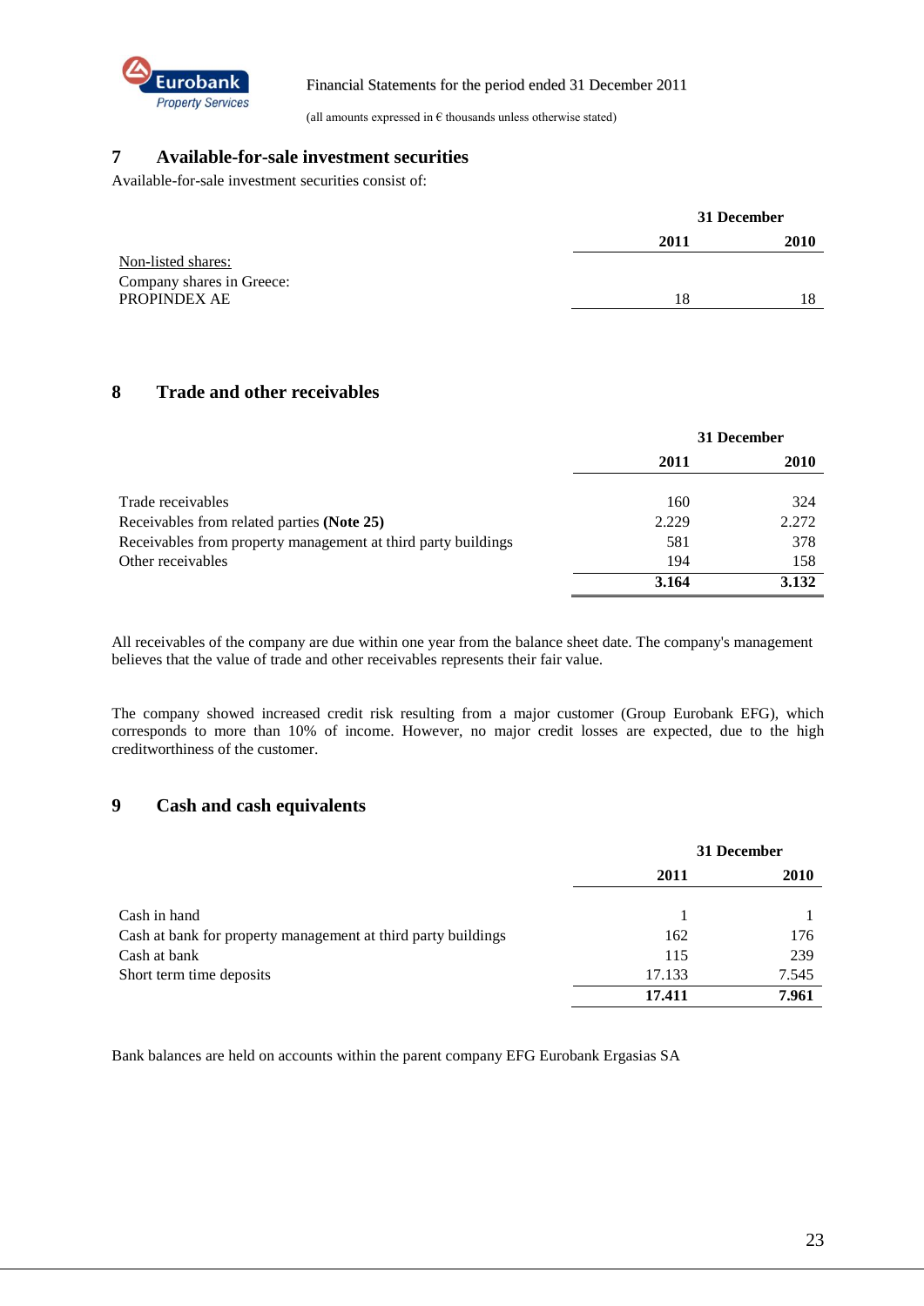## 7 Available-for-sale investment securities

Available-for-sale investment securities consist of:

| | 31 December | |
|---|---|---|
| | **2011** | **2010** |
| Non-listed shares: | | |
| Company shares in Greece: | | |
| PROPINDEX AE | 18 | 18 |

## 8 Trade and other receivables

| | 31 December | |
|---|---|---|
| | **2011** | **2010** |
| Trade receivables | 160 | 324 |
| Receivables from related parties **(Note 25)** | 2.229 | 2.272 |
| Receivables from property management at third party buildings | 581 | 378 |
| Other receivables | 194 | 158 |
| | **3.164** | **3.132** |

All receivables of the company are due within one year from the balance sheet date. The company's management believes that the value of trade and other receivables represents their fair value.

The company showed increased credit risk resulting from a major customer (Group Eurobank EFG), which corresponds to more than 10% of income. However, no major credit losses are expected, due to the high creditworthiness of the customer.

## 9 Cash and cash equivalents

| | 31 December | |
|---|---|---|
| | **2011** | **2010** |
| Cash in hand | 1 | 1 |
| Cash at bank for property management at third party buildings | 162 | 176 |
| Cash at bank | 115 | 239 |
| Short term time deposits | 17.133 | 7.545 |
| | **17.411** | **7.961** |

Bank balances are held on accounts within the parent company EFG Eurobank Ergasias SA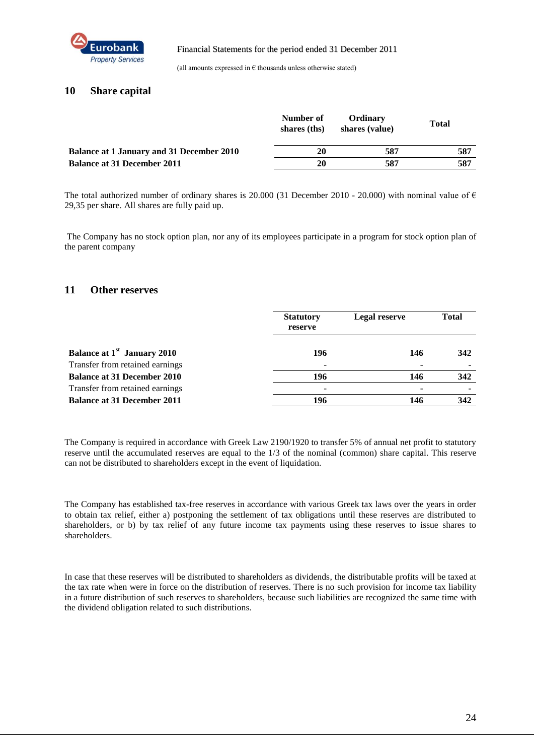## 10 Share capital

| | Number of shares (ths) | Ordinary shares (value) | Total |
|---|---|---|---|
| **Balance at 1 January and 31 December 2010** | **20** | **587** | **587** |
| **Balance at 31 December 2011** | **20** | **587** | **587** |

The total authorized number of ordinary shares is 20.000 (31 December 2010 - 20.000) with nominal value of € 29,35 per share. All shares are fully paid up.

The Company has no stock option plan, nor any of its employees participate in a program for stock option plan of the parent company

## 11 Other reserves

| | Statutory reserve | Legal reserve | Total |
|---|---|---|---|
| **Balance at 1st January 2010** | **196** | **146** | **342** |
| Transfer from retained earnings | - | - | - |
| **Balance at 31 December 2010** | **196** | **146** | **342** |
| Transfer from retained earnings | - | - | - |
| **Balance at 31 December 2011** | **196** | **146** | **342** |

The Company is required in accordance with Greek Law 2190/1920 to transfer 5% of annual net profit to statutory reserve until the accumulated reserves are equal to the 1/3 of the nominal (common) share capital. This reserve can not be distributed to shareholders except in the event of liquidation.

The Company has established tax-free reserves in accordance with various Greek tax laws over the years in order to obtain tax relief, either a) postponing the settlement of tax obligations until these reserves are distributed to shareholders, or b) by tax relief of any future income tax payments using these reserves to issue shares to shareholders.

In case that these reserves will be distributed to shareholders as dividends, the distributable profits will be taxed at the tax rate when were in force on the distribution of reserves. There is no such provision for income tax liability in a future distribution of such reserves to shareholders, because such liabilities are recognized the same time with the dividend obligation related to such distributions.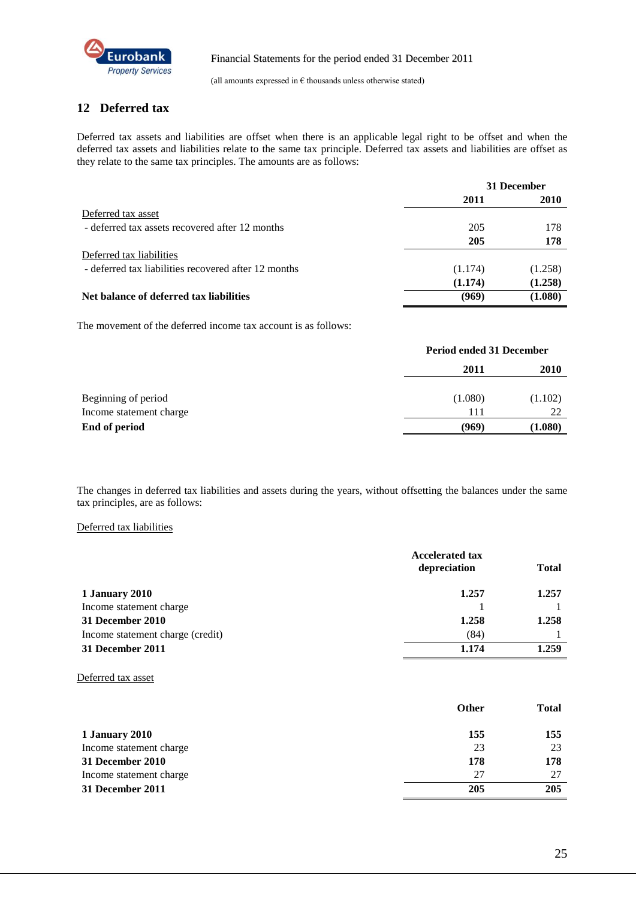## 12 Deferred tax

Deferred tax assets and liabilities are offset when there is an applicable legal right to be offset and when the deferred tax assets and liabilities relate to the same tax principle. Deferred tax assets and liabilities are offset as they relate to the same tax principles. The amounts are as follows:

| | 31 December | |
|---|---|---|
| | **2011** | **2010** |
| Deferred tax asset | | |
| - deferred tax assets recovered after 12 months | 205 | 178 |
| | **205** | **178** |
| Deferred tax liabilities | | |
| - deferred tax liabilities recovered after 12 months | (1.174) | (1.258) |
| | **(1.174)** | **(1.258)** |
| **Net balance of deferred tax liabilities** | **(969)** | **(1.080)** |

The movement of the deferred income tax account is as follows:

| | Period ended 31 December | |
|---|---|---|
| | **2011** | **2010** |
| Beginning of period | (1.080) | (1.102) |
| Income statement charge | 111 | 22 |
| **End of period** | **(969)** | **(1.080)** |

The changes in deferred tax liabilities and assets during the years, without offsetting the balances under the same tax principles, are as follows:

Deferred tax liabilities

| | **Accelerated tax depreciation** | **Total** |
|---|---|---|
| **1 January 2010** | **1.257** | **1.257** |
| Income statement charge | 1 | 1 |
| **31 December 2010** | **1.258** | **1.258** |
| Income statement charge (credit) | (84) | 1 |
| **31 December 2011** | **1.174** | **1.259** |

Deferred tax asset

| | **Other** | **Total** |
|---|---|---|
| **1 January 2010** | **155** | **155** |
| Income statement charge | 23 | 23 |
| **31 December 2010** | **178** | **178** |
| Income statement charge | 27 | 27 |
| **31 December 2011** | **205** | **205** |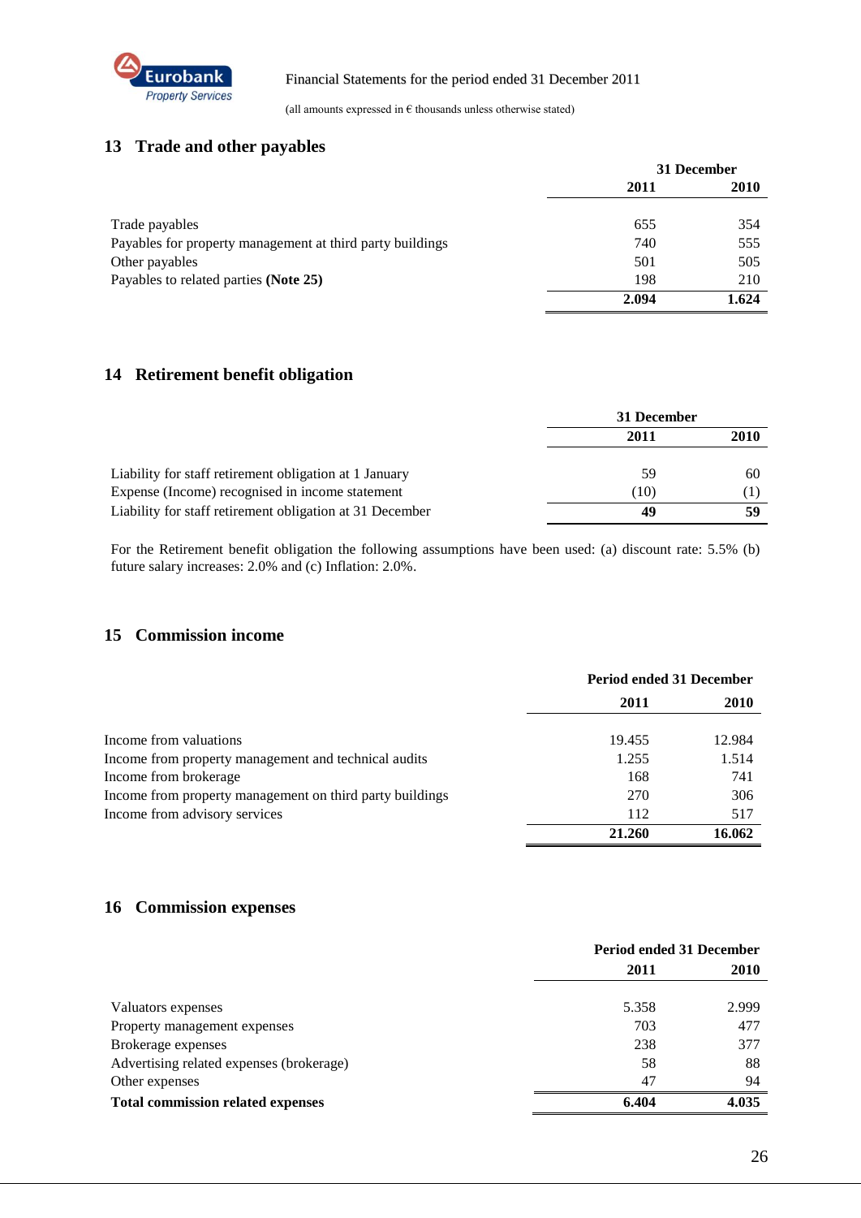## 13 Trade and other payables

| | 31 December | |
|---|---|---|
| | **2011** | **2010** |
| Trade payables | 655 | 354 |
| Payables for property management at third party buildings | 740 | 555 |
| Other payables | 501 | 505 |
| Payables to related parties **(Note 25)** | 198 | 210 |
| | **2.094** | **1.624** |

## 14 Retirement benefit obligation

| | 31 December | |
|---|---|---|
| | **2011** | **2010** |
| Liability for staff retirement obligation at 1 January | 59 | 60 |
| Expense (Income) recognised in income statement | (10) | (1) |
| Liability for staff retirement obligation at 31 December | **49** | **59** |

For the Retirement benefit obligation the following assumptions have been used: (a) discount rate: 5.5% (b) future salary increases: 2.0% and (c) Inflation: 2.0%.

## 15 Commission income

| | Period ended 31 December | |
|---|---|---|
| | **2011** | **2010** |
| Income from valuations | 19.455 | 12.984 |
| Income from property management and technical audits | 1.255 | 1.514 |
| Income from brokerage | 168 | 741 |
| Income from property management on third party buildings | 270 | 306 |
| Income from advisory services | 112 | 517 |
| | **21.260** | **16.062** |

## 16 Commission expenses

| | Period ended 31 December | |
|---|---|---|
| | **2011** | **2010** |
| Valuators expenses | 5.358 | 2.999 |
| Property management expenses | 703 | 477 |
| Brokerage expenses | 238 | 377 |
| Advertising related expenses (brokerage) | 58 | 88 |
| Other expenses | 47 | 94 |
| **Total commission related expenses** | **6.404** | **4.035** |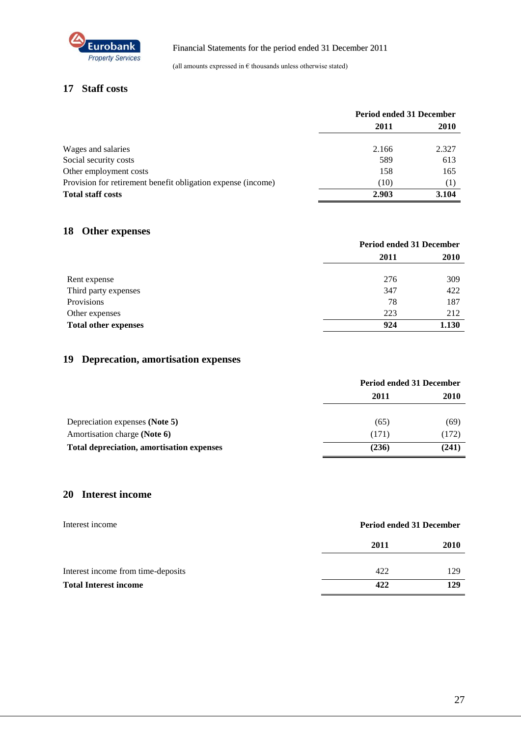## 17 Staff costs

| | Period ended 31 December | |
|---|---|---|
| | **2011** | **2010** |
| Wages and salaries | 2.166 | 2.327 |
| Social security costs | 589 | 613 |
| Other employment costs | 158 | 165 |
| Provision for retirement benefit obligation expense (income) | (10) | (1) |
| **Total staff costs** | **2.903** | **3.104** |

## 18 Other expenses

| | Period ended 31 December | |
|---|---|---|
| | **2011** | **2010** |
| Rent expense | 276 | 309 |
| Third party expenses | 347 | 422 |
| Provisions | 78 | 187 |
| Other expenses | 223 | 212 |
| **Total other expenses** | **924** | **1.130** |

## 19 Deprecation, amortisation expenses

| | Period ended 31 December | |
|---|---|---|
| | **2011** | **2010** |
| Depreciation expenses **(Note 5)** | (65) | (69) |
| Amortisation charge **(Note 6)** | (171) | (172) |
| **Total depreciation, amortisation expenses** | **(236)** | **(241)** |

## 20 Interest income

| Interest income | Period ended 31 December | |
|---|---|---|
| | **2011** | **2010** |
| Interest income from time-deposits | 422 | 129 |
| **Total Interest income** | **422** | **129** |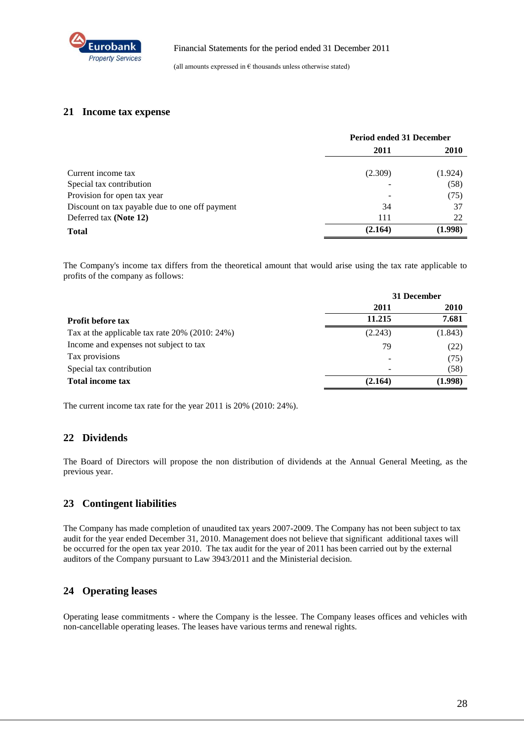## 21 Income tax expense

| | Period ended 31 December | |
|---|---|---|
| | **2011** | **2010** |
| Current income tax | (2.309) | (1.924) |
| Special tax contribution | - | (58) |
| Provision for open tax year | - | (75) |
| Discount on tax payable due to one off payment | 34 | 37 |
| Deferred tax **(Note 12)** | 111 | 22 |
| **Total** | **(2.164)** | **(1.998)** |

The Company's income tax differs from the theoretical amount that would arise using the tax rate applicable to profits of the company as follows:

| | 31 December | |
|---|---|---|
| | **2011** | **2010** |
| **Profit before tax** | **11.215** | **7.681** |
| Tax at the applicable tax rate 20% (2010: 24%) | (2.243) | (1.843) |
| Income and expenses not subject to tax | 79 | (22) |
| Tax provisions | - | (75) |
| Special tax contribution | - | (58) |
| **Total income tax** | **(2.164)** | **(1.998)** |

The current income tax rate for the year 2011 is 20% (2010: 24%).

## 22 Dividends

The Board of Directors will propose the non distribution of dividends at the Annual General Meeting, as the previous year.

## 23 Contingent liabilities

The Company has made completion of unaudited tax years 2007-2009. The Company has not been subject to tax audit for the year ended December 31, 2010. Management does not believe that significant additional taxes will be occurred for the open tax year 2010. The tax audit for the year of 2011 has been carried out by the external auditors of the Company pursuant to Law 3943/2011 and the Ministerial decision.

## 24 Operating leases

Operating lease commitments - where the Company is the lessee. The Company leases offices and vehicles with non-cancellable operating leases. The leases have various terms and renewal rights.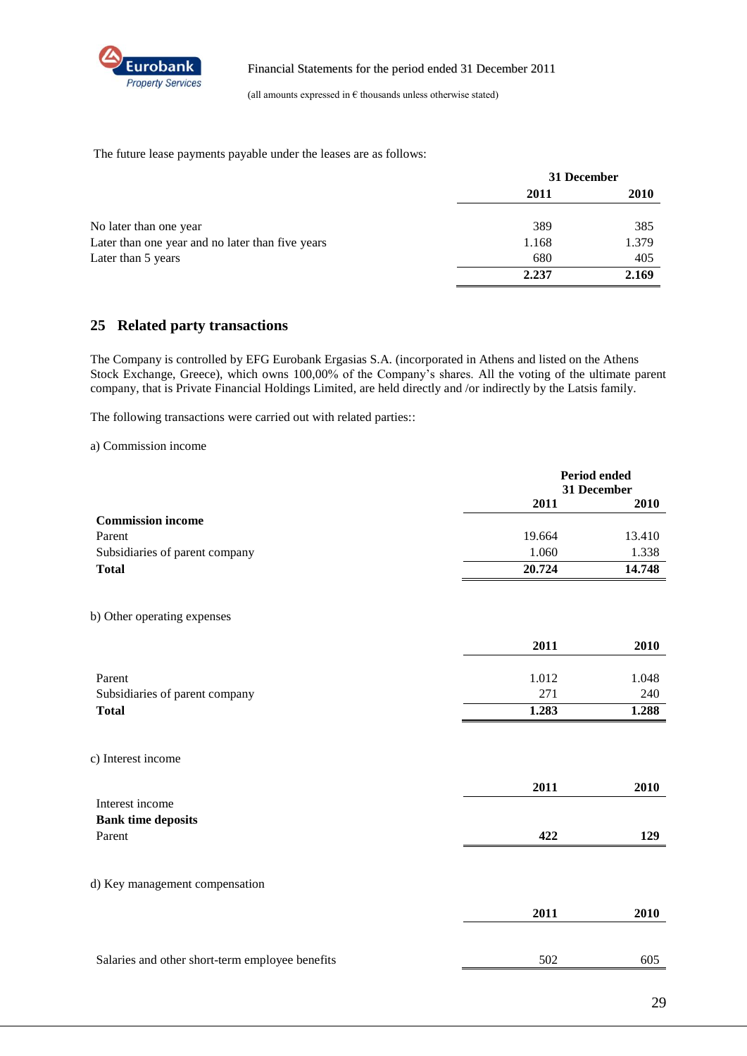The future lease payments payable under the leases are as follows:

| | 31 December | |
|---|---|---|
| | **2011** | **2010** |
| No later than one year | 389 | 385 |
| Later than one year and no later than five years | 1.168 | 1.379 |
| Later than 5 years | 680 | 405 |
| | **2.237** | **2.169** |

## 25 Related party transactions

The Company is controlled by EFG Eurobank Ergasias S.A. (incorporated in Athens and listed on the Athens Stock Exchange, Greece), which owns 100,00% of the Company's shares. All the voting of the ultimate parent company, that is Private Financial Holdings Limited, are held directly and /or indirectly by the Latsis family.

The following transactions were carried out with related parties::

a) Commission income

| | Period ended 31 December | |
|---|---|---|
| | **2011** | **2010** |
| **Commission income** | | |
| Parent | 19.664 | 13.410 |
| Subsidiaries of parent company | 1.060 | 1.338 |
| **Total** | **20.724** | **14.748** |

b) Other operating expenses

| | **2011** | **2010** |
|---|---|---|
| Parent | 1.012 | 1.048 |
| Subsidiaries of parent company | 271 | 240 |
| **Total** | **1.283** | **1.288** |

c) Interest income

| | **2011** | **2010** |
|---|---|---|
| Interest income | | |
| **Bank time deposits** | | |
| Parent | **422** | **129** |

d) Key management compensation

| | **2011** | **2010** |
|---|---|---|
| Salaries and other short-term employee benefits | 502 | 605 |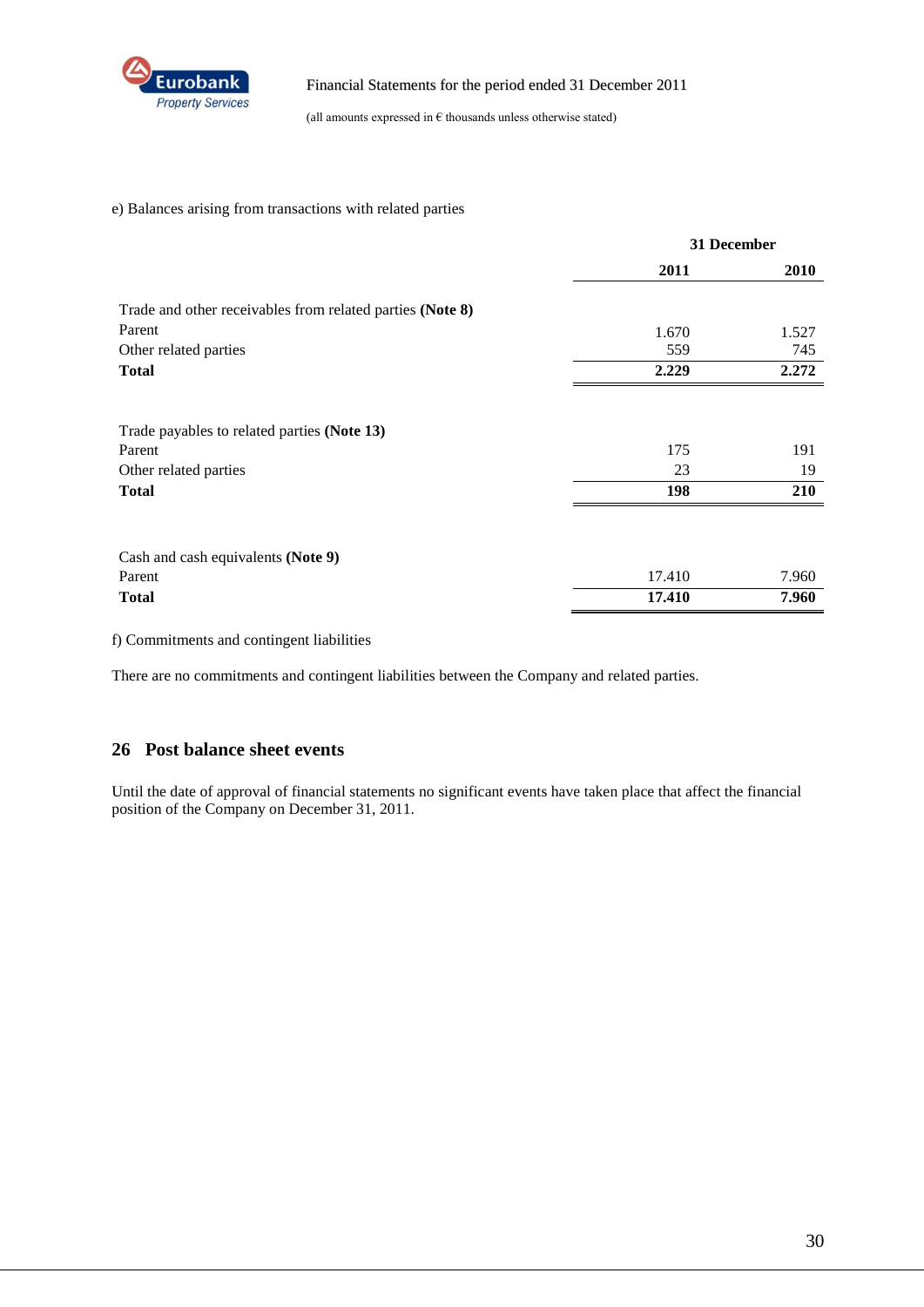e) Balances arising from transactions with related parties

| | 31 December | |
|---|---|---|
| | **2011** | **2010** |
| Trade and other receivables from related parties **(Note 8)** | | |
| Parent | 1.670 | 1.527 |
| Other related parties | 559 | 745 |
| **Total** | **2.229** | **2.272** |
| | | |
| Trade payables to related parties **(Note 13)** | | |
| Parent | 175 | 191 |
| Other related parties | 23 | 19 |
| **Total** | **198** | **210** |
| | | |
| Cash and cash equivalents **(Note 9)** | | |
| Parent | 17.410 | 7.960 |
| **Total** | **17.410** | **7.960** |

f) Commitments and contingent liabilities

There are no commitments and contingent liabilities between the Company and related parties.

## 26 Post balance sheet events

Until the date of approval of financial statements no significant events have taken place that affect the financial position of the Company on December 31, 2011.